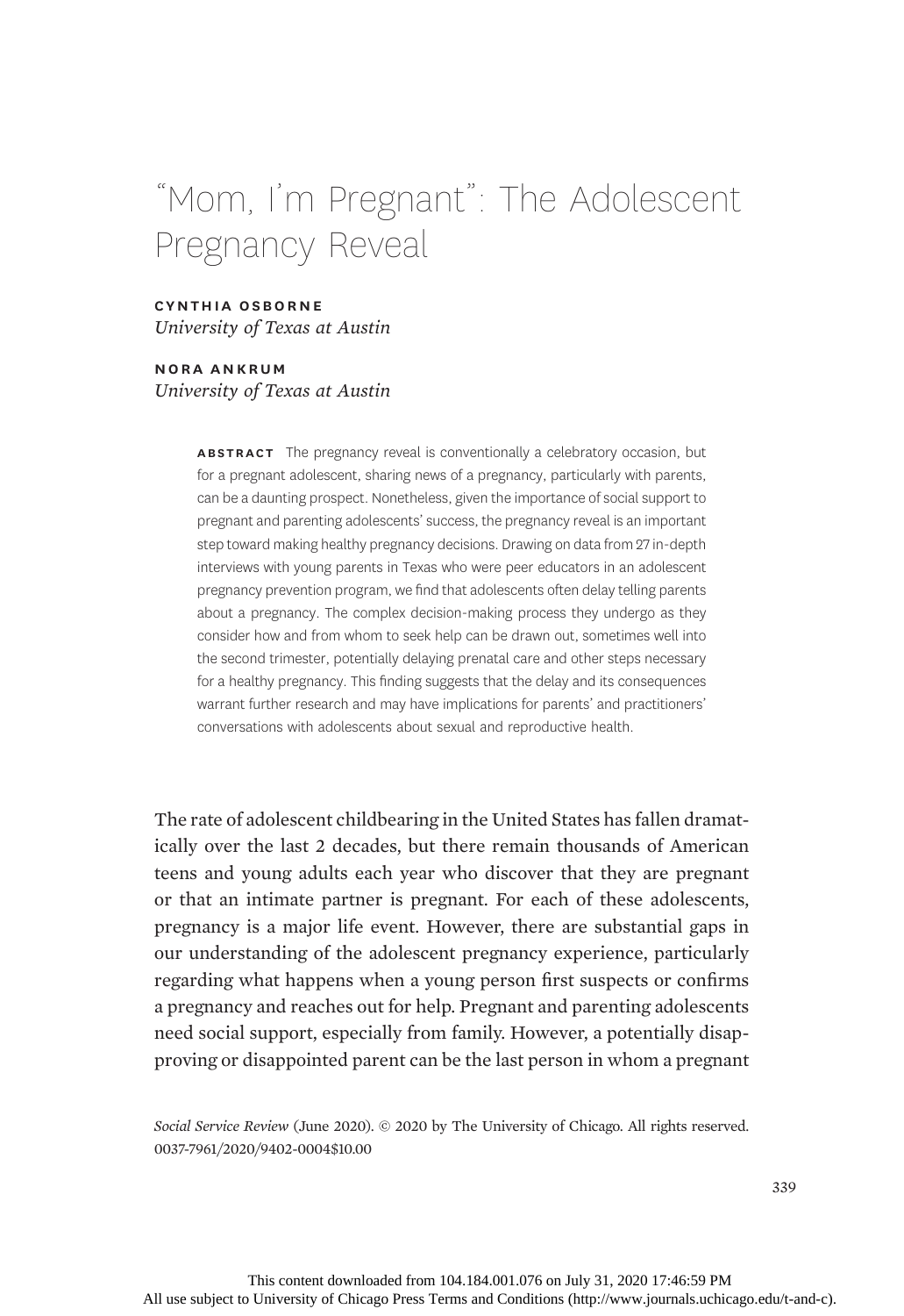# "Mom, I'm Pregnant": The Adolescent Pregnancy Reveal

**CYNTHIA OSBORNE**
*University of Texas at Austin*

**NORA ANKRUM**
*University of Texas at Austin*

**ABSTRACT** The pregnancy reveal is conventionally a celebratory occasion, but for a pregnant adolescent, sharing news of a pregnancy, particularly with parents, can be a daunting prospect. Nonetheless, given the importance of social support to pregnant and parenting adolescents' success, the pregnancy reveal is an important step toward making healthy pregnancy decisions. Drawing on data from 27 in-depth interviews with young parents in Texas who were peer educators in an adolescent pregnancy prevention program, we find that adolescents often delay telling parents about a pregnancy. The complex decision-making process they undergo as they consider how and from whom to seek help can be drawn out, sometimes well into the second trimester, potentially delaying prenatal care and other steps necessary for a healthy pregnancy. This finding suggests that the delay and its consequences warrant further research and may have implications for parents' and practitioners' conversations with adolescents about sexual and reproductive health.

The rate of adolescent childbearing in the United States has fallen dramatically over the last 2 decades, but there remain thousands of American teens and young adults each year who discover that they are pregnant or that an intimate partner is pregnant. For each of these adolescents, pregnancy is a major life event. However, there are substantial gaps in our understanding of the adolescent pregnancy experience, particularly regarding what happens when a young person first suspects or confirms a pregnancy and reaches out for help. Pregnant and parenting adolescents need social support, especially from family. However, a potentially disapproving or disappointed parent can be the last person in whom a pregnant

*Social Service Review* (June 2020). © 2020 by The University of Chicago. All rights reserved.
0037-7961/2020/9402-0004$10.00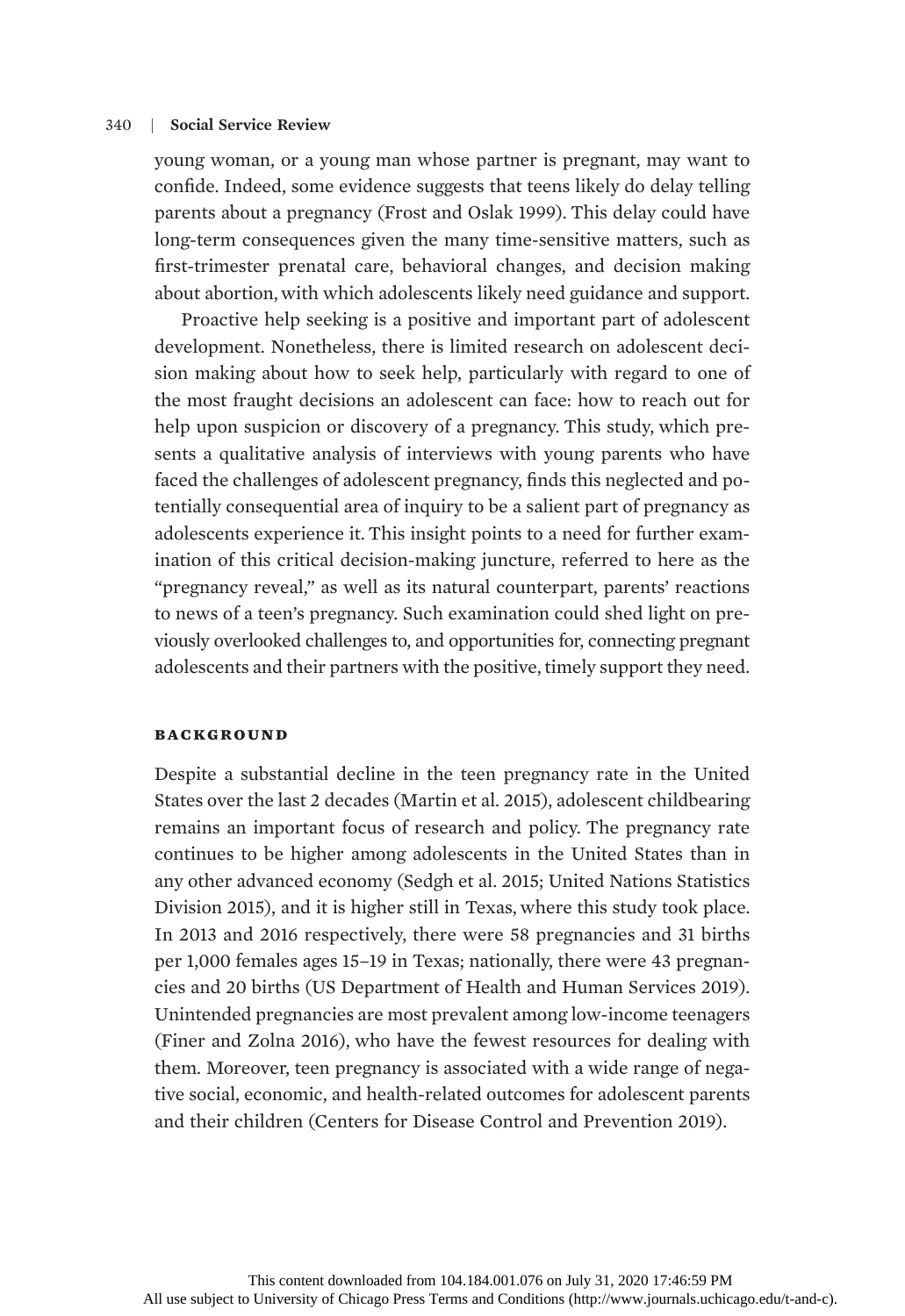young woman, or a young man whose partner is pregnant, may want to confide. Indeed, some evidence suggests that teens likely do delay telling parents about a pregnancy (Frost and Oslak 1999). This delay could have long-term consequences given the many time-sensitive matters, such as first-trimester prenatal care, behavioral changes, and decision making about abortion, with which adolescents likely need guidance and support.

Proactive help seeking is a positive and important part of adolescent development. Nonetheless, there is limited research on adolescent decision making about how to seek help, particularly with regard to one of the most fraught decisions an adolescent can face: how to reach out for help upon suspicion or discovery of a pregnancy. This study, which presents a qualitative analysis of interviews with young parents who have faced the challenges of adolescent pregnancy, finds this neglected and potentially consequential area of inquiry to be a salient part of pregnancy as adolescents experience it. This insight points to a need for further examination of this critical decision-making juncture, referred to here as the "pregnancy reveal," as well as its natural counterpart, parents' reactions to news of a teen's pregnancy. Such examination could shed light on previously overlooked challenges to, and opportunities for, connecting pregnant adolescents and their partners with the positive, timely support they need.

## BACKGROUND

Despite a substantial decline in the teen pregnancy rate in the United States over the last 2 decades (Martin et al. 2015), adolescent childbearing remains an important focus of research and policy. The pregnancy rate continues to be higher among adolescents in the United States than in any other advanced economy (Sedgh et al. 2015; United Nations Statistics Division 2015), and it is higher still in Texas, where this study took place. In 2013 and 2016 respectively, there were 58 pregnancies and 31 births per 1,000 females ages 15–19 in Texas; nationally, there were 43 pregnancies and 20 births (US Department of Health and Human Services 2019). Unintended pregnancies are most prevalent among low-income teenagers (Finer and Zolna 2016), who have the fewest resources for dealing with them. Moreover, teen pregnancy is associated with a wide range of negative social, economic, and health-related outcomes for adolescent parents and their children (Centers for Disease Control and Prevention 2019).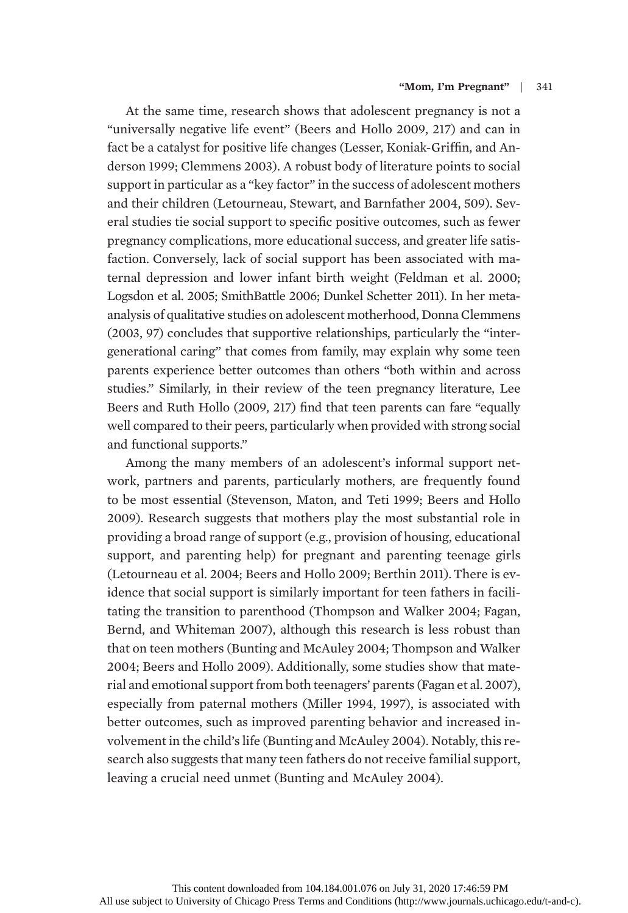At the same time, research shows that adolescent pregnancy is not a "universally negative life event" (Beers and Hollo 2009, 217) and can in fact be a catalyst for positive life changes (Lesser, Koniak-Griffin, and Anderson 1999; Clemmens 2003). A robust body of literature points to social support in particular as a "key factor" in the success of adolescent mothers and their children (Letourneau, Stewart, and Barnfather 2004, 509). Several studies tie social support to specific positive outcomes, such as fewer pregnancy complications, more educational success, and greater life satisfaction. Conversely, lack of social support has been associated with maternal depression and lower infant birth weight (Feldman et al. 2000; Logsdon et al. 2005; SmithBattle 2006; Dunkel Schetter 2011). In her meta-analysis of qualitative studies on adolescent motherhood, Donna Clemmens (2003, 97) concludes that supportive relationships, particularly the "intergenerational caring" that comes from family, may explain why some teen parents experience better outcomes than others "both within and across studies." Similarly, in their review of the teen pregnancy literature, Lee Beers and Ruth Hollo (2009, 217) find that teen parents can fare "equally well compared to their peers, particularly when provided with strong social and functional supports."

Among the many members of an adolescent's informal support network, partners and parents, particularly mothers, are frequently found to be most essential (Stevenson, Maton, and Teti 1999; Beers and Hollo 2009). Research suggests that mothers play the most substantial role in providing a broad range of support (e.g., provision of housing, educational support, and parenting help) for pregnant and parenting teenage girls (Letourneau et al. 2004; Beers and Hollo 2009; Berthin 2011). There is evidence that social support is similarly important for teen fathers in facilitating the transition to parenthood (Thompson and Walker 2004; Fagan, Bernd, and Whiteman 2007), although this research is less robust than that on teen mothers (Bunting and McAuley 2004; Thompson and Walker 2004; Beers and Hollo 2009). Additionally, some studies show that material and emotional support from both teenagers' parents (Fagan et al. 2007), especially from paternal mothers (Miller 1994, 1997), is associated with better outcomes, such as improved parenting behavior and increased involvement in the child's life (Bunting and McAuley 2004). Notably, this research also suggests that many teen fathers do not receive familial support, leaving a crucial need unmet (Bunting and McAuley 2004).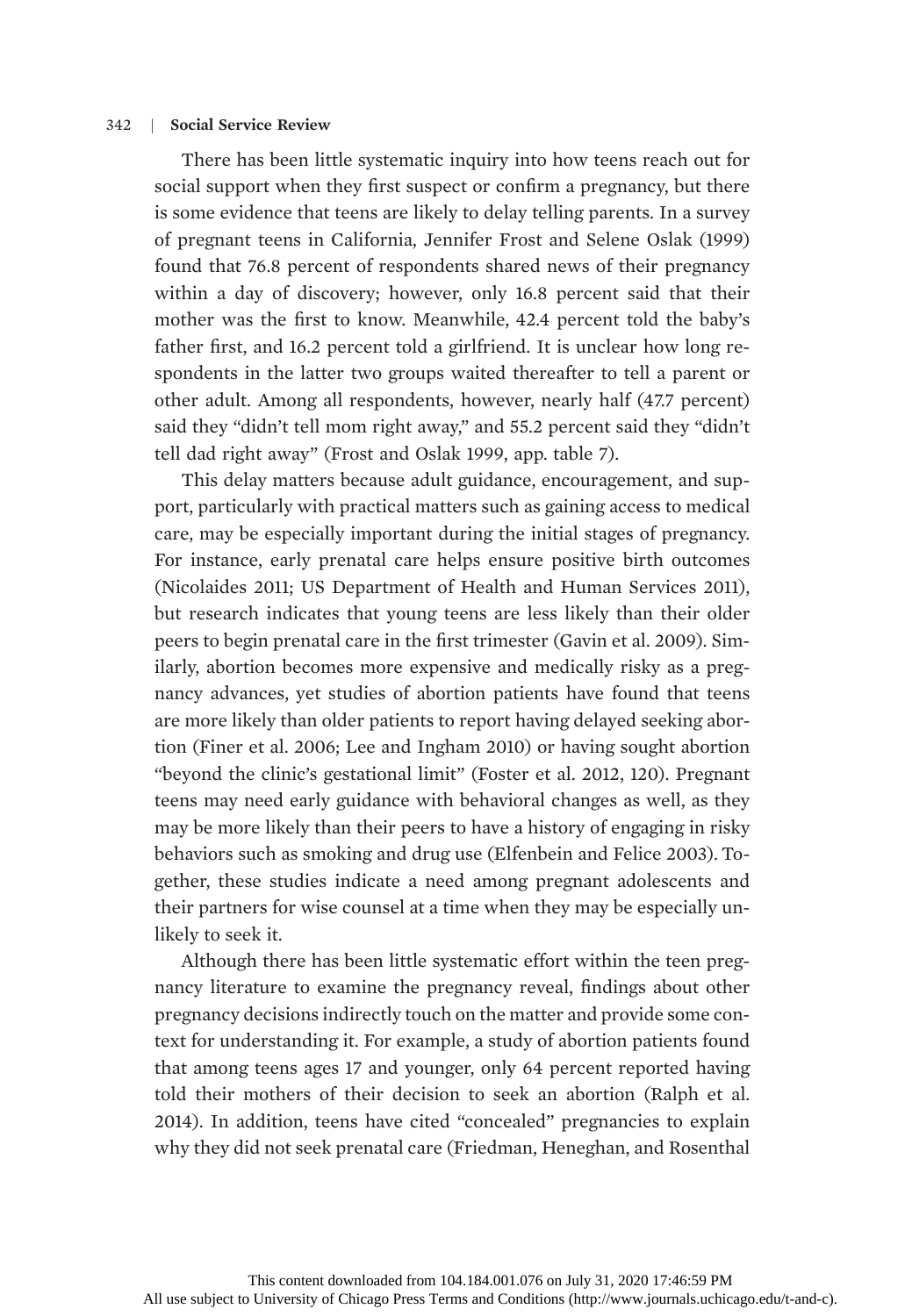There has been little systematic inquiry into how teens reach out for social support when they first suspect or confirm a pregnancy, but there is some evidence that teens are likely to delay telling parents. In a survey of pregnant teens in California, Jennifer Frost and Selene Oslak (1999) found that 76.8 percent of respondents shared news of their pregnancy within a day of discovery; however, only 16.8 percent said that their mother was the first to know. Meanwhile, 42.4 percent told the baby's father first, and 16.2 percent told a girlfriend. It is unclear how long respondents in the latter two groups waited thereafter to tell a parent or other adult. Among all respondents, however, nearly half (47.7 percent) said they "didn't tell mom right away," and 55.2 percent said they "didn't tell dad right away" (Frost and Oslak 1999, app. table 7).

This delay matters because adult guidance, encouragement, and support, particularly with practical matters such as gaining access to medical care, may be especially important during the initial stages of pregnancy. For instance, early prenatal care helps ensure positive birth outcomes (Nicolaides 2011; US Department of Health and Human Services 2011), but research indicates that young teens are less likely than their older peers to begin prenatal care in the first trimester (Gavin et al. 2009). Similarly, abortion becomes more expensive and medically risky as a pregnancy advances, yet studies of abortion patients have found that teens are more likely than older patients to report having delayed seeking abortion (Finer et al. 2006; Lee and Ingham 2010) or having sought abortion "beyond the clinic's gestational limit" (Foster et al. 2012, 120). Pregnant teens may need early guidance with behavioral changes as well, as they may be more likely than their peers to have a history of engaging in risky behaviors such as smoking and drug use (Elfenbein and Felice 2003). Together, these studies indicate a need among pregnant adolescents and their partners for wise counsel at a time when they may be especially unlikely to seek it.

Although there has been little systematic effort within the teen pregnancy literature to examine the pregnancy reveal, findings about other pregnancy decisions indirectly touch on the matter and provide some context for understanding it. For example, a study of abortion patients found that among teens ages 17 and younger, only 64 percent reported having told their mothers of their decision to seek an abortion (Ralph et al. 2014). In addition, teens have cited "concealed" pregnancies to explain why they did not seek prenatal care (Friedman, Heneghan, and Rosenthal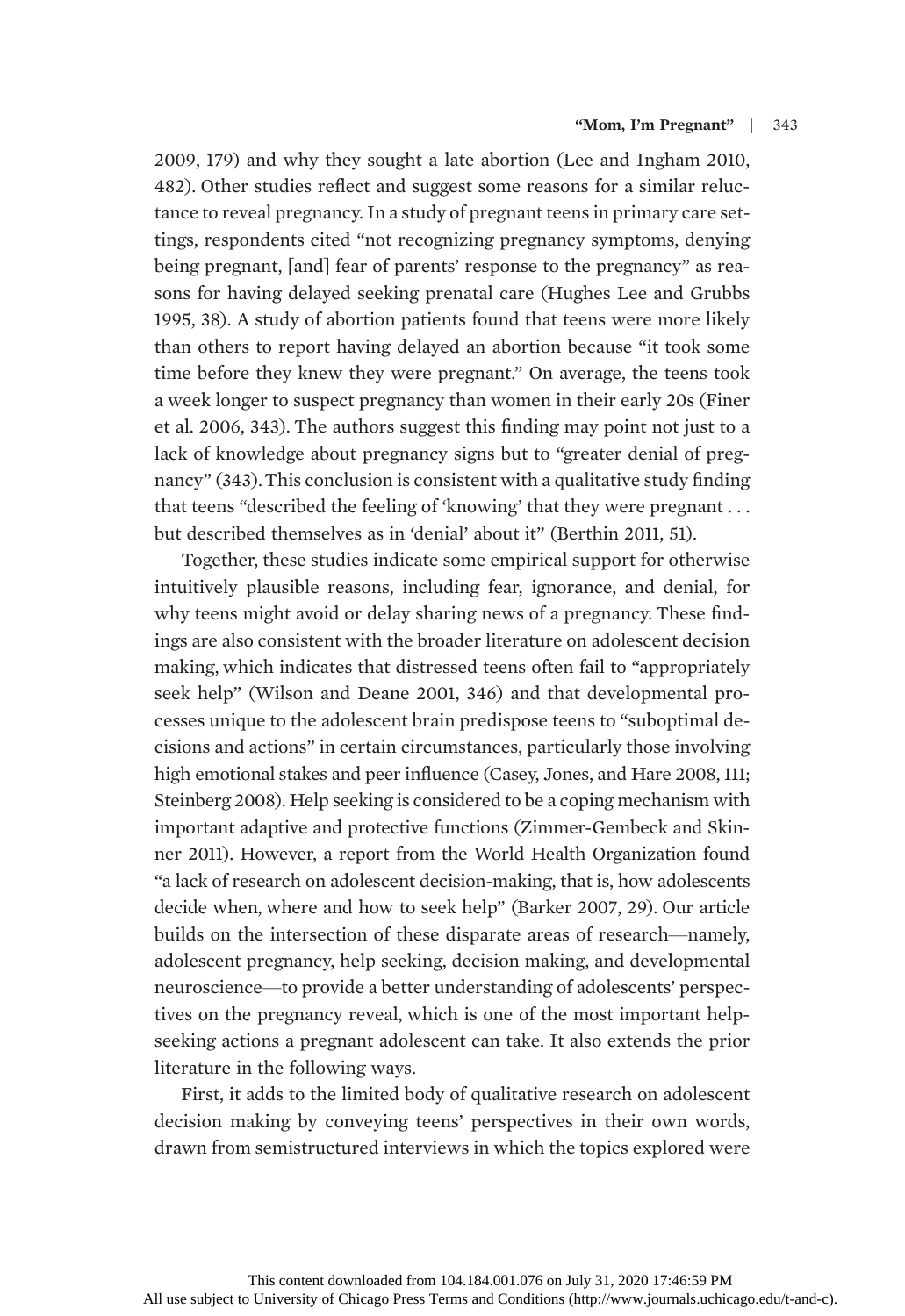2009, 179) and why they sought a late abortion (Lee and Ingham 2010, 482). Other studies reflect and suggest some reasons for a similar reluctance to reveal pregnancy. In a study of pregnant teens in primary care settings, respondents cited "not recognizing pregnancy symptoms, denying being pregnant, [and] fear of parents' response to the pregnancy" as reasons for having delayed seeking prenatal care (Hughes Lee and Grubbs 1995, 38). A study of abortion patients found that teens were more likely than others to report having delayed an abortion because "it took some time before they knew they were pregnant." On average, the teens took a week longer to suspect pregnancy than women in their early 20s (Finer et al. 2006, 343). The authors suggest this finding may point not just to a lack of knowledge about pregnancy signs but to "greater denial of pregnancy" (343). This conclusion is consistent with a qualitative study finding that teens "described the feeling of 'knowing' that they were pregnant . . . but described themselves as in 'denial' about it" (Berthin 2011, 51).

Together, these studies indicate some empirical support for otherwise intuitively plausible reasons, including fear, ignorance, and denial, for why teens might avoid or delay sharing news of a pregnancy. These findings are also consistent with the broader literature on adolescent decision making, which indicates that distressed teens often fail to "appropriately seek help" (Wilson and Deane 2001, 346) and that developmental processes unique to the adolescent brain predispose teens to "suboptimal decisions and actions" in certain circumstances, particularly those involving high emotional stakes and peer influence (Casey, Jones, and Hare 2008, 111; Steinberg 2008). Help seeking is considered to be a coping mechanism with important adaptive and protective functions (Zimmer-Gembeck and Skinner 2011). However, a report from the World Health Organization found "a lack of research on adolescent decision-making, that is, how adolescents decide when, where and how to seek help" (Barker 2007, 29). Our article builds on the intersection of these disparate areas of research—namely, adolescent pregnancy, help seeking, decision making, and developmental neuroscience—to provide a better understanding of adolescents' perspectives on the pregnancy reveal, which is one of the most important help-seeking actions a pregnant adolescent can take. It also extends the prior literature in the following ways.

First, it adds to the limited body of qualitative research on adolescent decision making by conveying teens' perspectives in their own words, drawn from semistructured interviews in which the topics explored were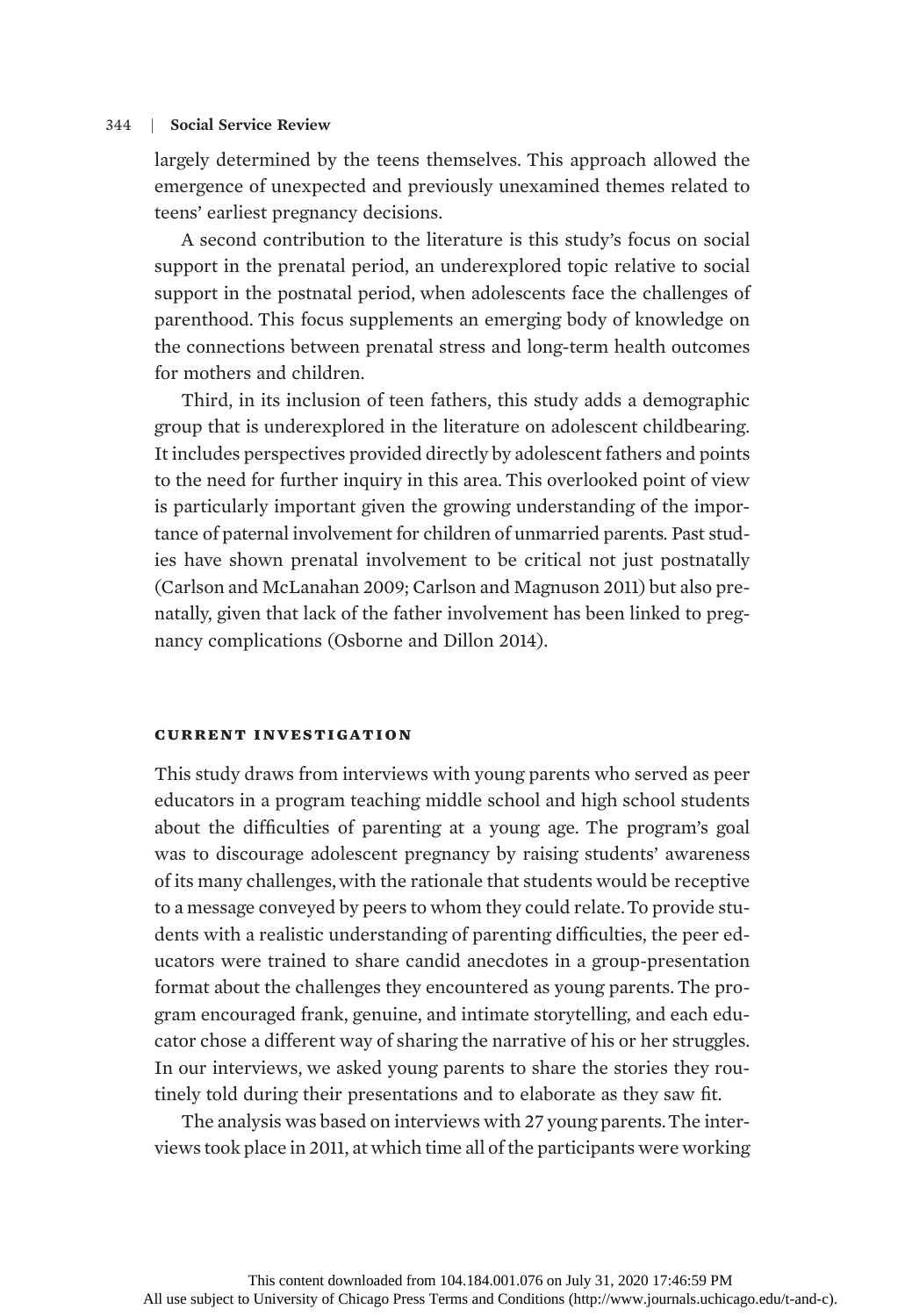largely determined by the teens themselves. This approach allowed the emergence of unexpected and previously unexamined themes related to teens' earliest pregnancy decisions.

A second contribution to the literature is this study's focus on social support in the prenatal period, an underexplored topic relative to social support in the postnatal period, when adolescents face the challenges of parenthood. This focus supplements an emerging body of knowledge on the connections between prenatal stress and long-term health outcomes for mothers and children.

Third, in its inclusion of teen fathers, this study adds a demographic group that is underexplored in the literature on adolescent childbearing. It includes perspectives provided directly by adolescent fathers and points to the need for further inquiry in this area. This overlooked point of view is particularly important given the growing understanding of the importance of paternal involvement for children of unmarried parents. Past studies have shown prenatal involvement to be critical not just postnatally (Carlson and McLanahan 2009; Carlson and Magnuson 2011) but also prenatally, given that lack of the father involvement has been linked to pregnancy complications (Osborne and Dillon 2014).

## CURRENT INVESTIGATION

This study draws from interviews with young parents who served as peer educators in a program teaching middle school and high school students about the difficulties of parenting at a young age. The program's goal was to discourage adolescent pregnancy by raising students' awareness of its many challenges, with the rationale that students would be receptive to a message conveyed by peers to whom they could relate. To provide students with a realistic understanding of parenting difficulties, the peer educators were trained to share candid anecdotes in a group-presentation format about the challenges they encountered as young parents. The program encouraged frank, genuine, and intimate storytelling, and each educator chose a different way of sharing the narrative of his or her struggles. In our interviews, we asked young parents to share the stories they routinely told during their presentations and to elaborate as they saw fit.

The analysis was based on interviews with 27 young parents. The interviews took place in 2011, at which time all of the participants were working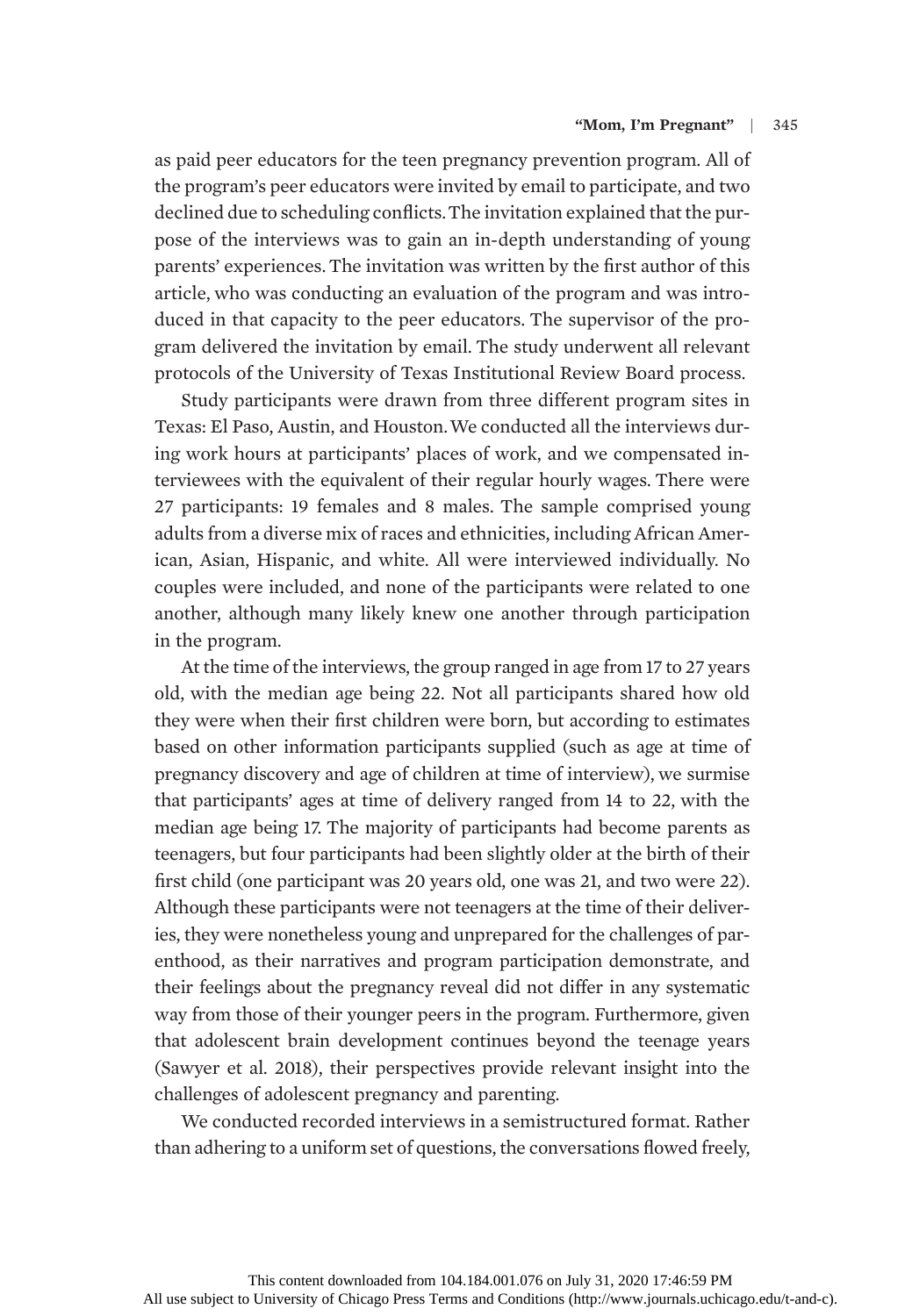as paid peer educators for the teen pregnancy prevention program. All of the program's peer educators were invited by email to participate, and two declined due to scheduling conflicts. The invitation explained that the purpose of the interviews was to gain an in-depth understanding of young parents' experiences. The invitation was written by the first author of this article, who was conducting an evaluation of the program and was introduced in that capacity to the peer educators. The supervisor of the program delivered the invitation by email. The study underwent all relevant protocols of the University of Texas Institutional Review Board process.

Study participants were drawn from three different program sites in Texas: El Paso, Austin, and Houston. We conducted all the interviews during work hours at participants' places of work, and we compensated interviewees with the equivalent of their regular hourly wages. There were 27 participants: 19 females and 8 males. The sample comprised young adults from a diverse mix of races and ethnicities, including African American, Asian, Hispanic, and white. All were interviewed individually. No couples were included, and none of the participants were related to one another, although many likely knew one another through participation in the program.

At the time of the interviews, the group ranged in age from 17 to 27 years old, with the median age being 22. Not all participants shared how old they were when their first children were born, but according to estimates based on other information participants supplied (such as age at time of pregnancy discovery and age of children at time of interview), we surmise that participants' ages at time of delivery ranged from 14 to 22, with the median age being 17. The majority of participants had become parents as teenagers, but four participants had been slightly older at the birth of their first child (one participant was 20 years old, one was 21, and two were 22). Although these participants were not teenagers at the time of their deliveries, they were nonetheless young and unprepared for the challenges of parenthood, as their narratives and program participation demonstrate, and their feelings about the pregnancy reveal did not differ in any systematic way from those of their younger peers in the program. Furthermore, given that adolescent brain development continues beyond the teenage years (Sawyer et al. 2018), their perspectives provide relevant insight into the challenges of adolescent pregnancy and parenting.

We conducted recorded interviews in a semistructured format. Rather than adhering to a uniform set of questions, the conversations flowed freely,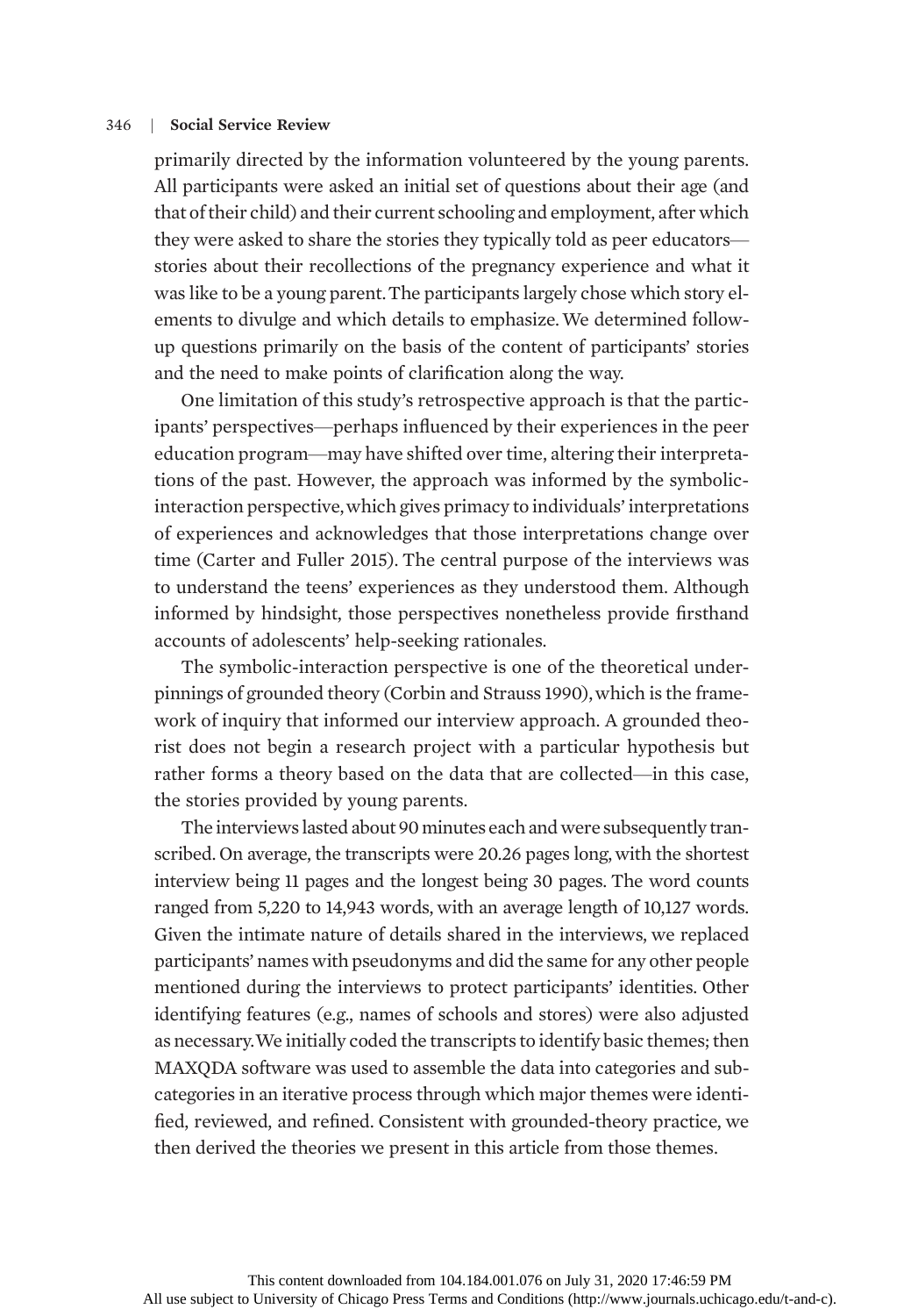primarily directed by the information volunteered by the young parents. All participants were asked an initial set of questions about their age (and that of their child) and their current schooling and employment, after which they were asked to share the stories they typically told as peer educators—stories about their recollections of the pregnancy experience and what it was like to be a young parent. The participants largely chose which story elements to divulge and which details to emphasize. We determined follow-up questions primarily on the basis of the content of participants' stories and the need to make points of clarification along the way.

One limitation of this study's retrospective approach is that the participants' perspectives—perhaps influenced by their experiences in the peer education program—may have shifted over time, altering their interpretations of the past. However, the approach was informed by the symbolic-interaction perspective, which gives primacy to individuals' interpretations of experiences and acknowledges that those interpretations change over time (Carter and Fuller 2015). The central purpose of the interviews was to understand the teens' experiences as they understood them. Although informed by hindsight, those perspectives nonetheless provide firsthand accounts of adolescents' help-seeking rationales.

The symbolic-interaction perspective is one of the theoretical underpinnings of grounded theory (Corbin and Strauss 1990), which is the framework of inquiry that informed our interview approach. A grounded theorist does not begin a research project with a particular hypothesis but rather forms a theory based on the data that are collected—in this case, the stories provided by young parents.

The interviews lasted about 90 minutes each and were subsequently transcribed. On average, the transcripts were 20.26 pages long, with the shortest interview being 11 pages and the longest being 30 pages. The word counts ranged from 5,220 to 14,943 words, with an average length of 10,127 words. Given the intimate nature of details shared in the interviews, we replaced participants' names with pseudonyms and did the same for any other people mentioned during the interviews to protect participants' identities. Other identifying features (e.g., names of schools and stores) were also adjusted as necessary. We initially coded the transcripts to identify basic themes; then MAXQDA software was used to assemble the data into categories and subcategories in an iterative process through which major themes were identified, reviewed, and refined. Consistent with grounded-theory practice, we then derived the theories we present in this article from those themes.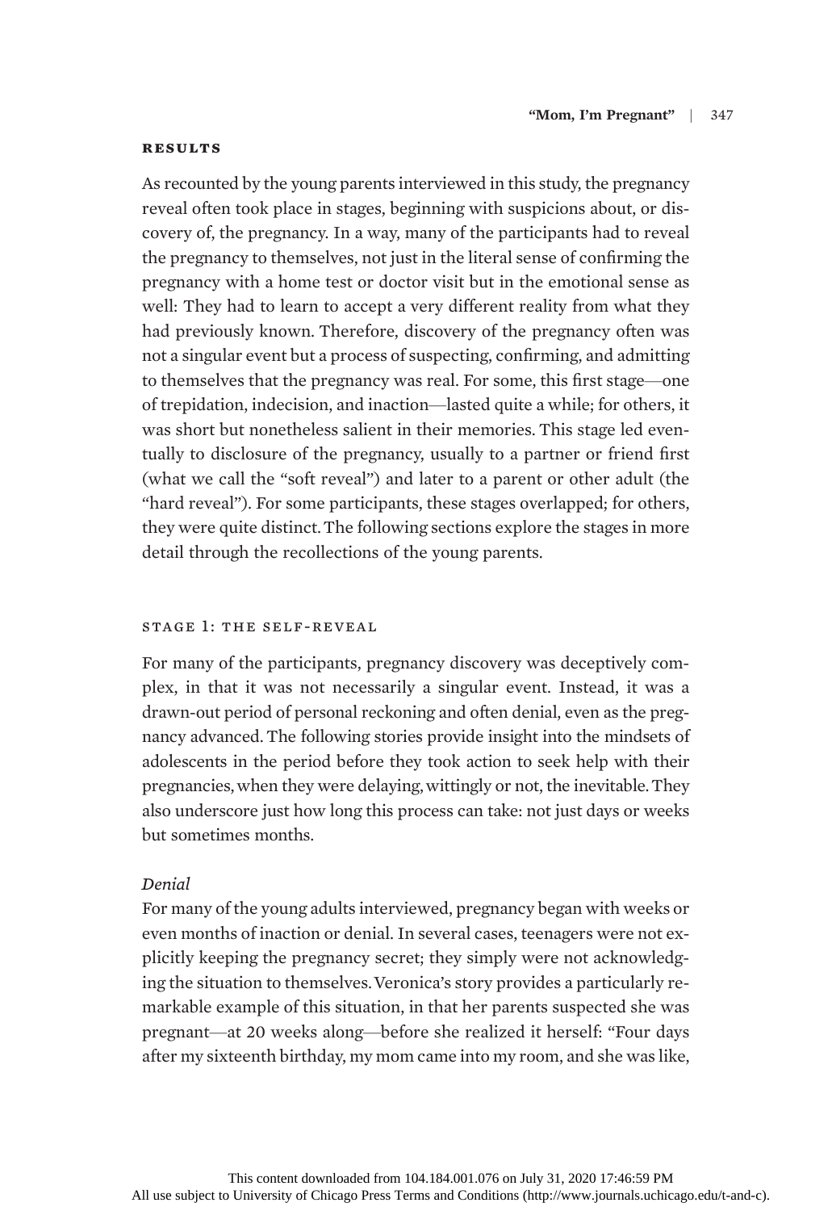## RESULTS

As recounted by the young parents interviewed in this study, the pregnancy reveal often took place in stages, beginning with suspicions about, or discovery of, the pregnancy. In a way, many of the participants had to reveal the pregnancy to themselves, not just in the literal sense of confirming the pregnancy with a home test or doctor visit but in the emotional sense as well: They had to learn to accept a very different reality from what they had previously known. Therefore, discovery of the pregnancy often was not a singular event but a process of suspecting, confirming, and admitting to themselves that the pregnancy was real. For some, this first stage—one of trepidation, indecision, and inaction—lasted quite a while; for others, it was short but nonetheless salient in their memories. This stage led eventually to disclosure of the pregnancy, usually to a partner or friend first (what we call the "soft reveal") and later to a parent or other adult (the "hard reveal"). For some participants, these stages overlapped; for others, they were quite distinct. The following sections explore the stages in more detail through the recollections of the young parents.

### STAGE 1: THE SELF-REVEAL

For many of the participants, pregnancy discovery was deceptively complex, in that it was not necessarily a singular event. Instead, it was a drawn-out period of personal reckoning and often denial, even as the pregnancy advanced. The following stories provide insight into the mindsets of adolescents in the period before they took action to seek help with their pregnancies, when they were delaying, wittingly or not, the inevitable. They also underscore just how long this process can take: not just days or weeks but sometimes months.

#### *Denial*

For many of the young adults interviewed, pregnancy began with weeks or even months of inaction or denial. In several cases, teenagers were not explicitly keeping the pregnancy secret; they simply were not acknowledging the situation to themselves. Veronica's story provides a particularly remarkable example of this situation, in that her parents suspected she was pregnant—at 20 weeks along—before she realized it herself: "Four days after my sixteenth birthday, my mom came into my room, and she was like,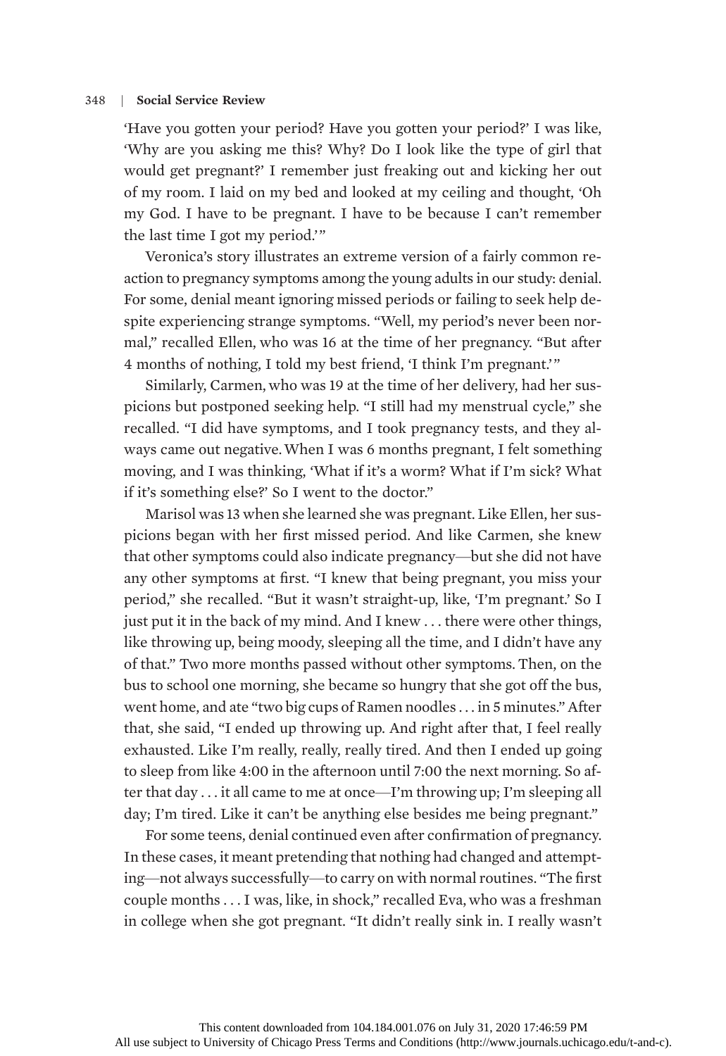'Have you gotten your period? Have you gotten your period?' I was like, 'Why are you asking me this? Why? Do I look like the type of girl that would get pregnant?' I remember just freaking out and kicking her out of my room. I laid on my bed and looked at my ceiling and thought, 'Oh my God. I have to be pregnant. I have to be because I can't remember the last time I got my period.'"

Veronica's story illustrates an extreme version of a fairly common reaction to pregnancy symptoms among the young adults in our study: denial. For some, denial meant ignoring missed periods or failing to seek help despite experiencing strange symptoms. "Well, my period's never been normal," recalled Ellen, who was 16 at the time of her pregnancy. "But after 4 months of nothing, I told my best friend, 'I think I'm pregnant.'"

Similarly, Carmen, who was 19 at the time of her delivery, had her suspicions but postponed seeking help. "I still had my menstrual cycle," she recalled. "I did have symptoms, and I took pregnancy tests, and they always came out negative. When I was 6 months pregnant, I felt something moving, and I was thinking, 'What if it's a worm? What if I'm sick? What if it's something else?' So I went to the doctor."

Marisol was 13 when she learned she was pregnant. Like Ellen, her suspicions began with her first missed period. And like Carmen, she knew that other symptoms could also indicate pregnancy—but she did not have any other symptoms at first. "I knew that being pregnant, you miss your period," she recalled. "But it wasn't straight-up, like, 'I'm pregnant.' So I just put it in the back of my mind. And I knew . . . there were other things, like throwing up, being moody, sleeping all the time, and I didn't have any of that." Two more months passed without other symptoms. Then, on the bus to school one morning, she became so hungry that she got off the bus, went home, and ate "two big cups of Ramen noodles . . . in 5 minutes." After that, she said, "I ended up throwing up. And right after that, I feel really exhausted. Like I'm really, really, really tired. And then I ended up going to sleep from like 4:00 in the afternoon until 7:00 the next morning. So after that day . . . it all came to me at once—I'm throwing up; I'm sleeping all day; I'm tired. Like it can't be anything else besides me being pregnant."

For some teens, denial continued even after confirmation of pregnancy. In these cases, it meant pretending that nothing had changed and attempting—not always successfully—to carry on with normal routines. "The first couple months . . . I was, like, in shock," recalled Eva, who was a freshman in college when she got pregnant. "It didn't really sink in. I really wasn't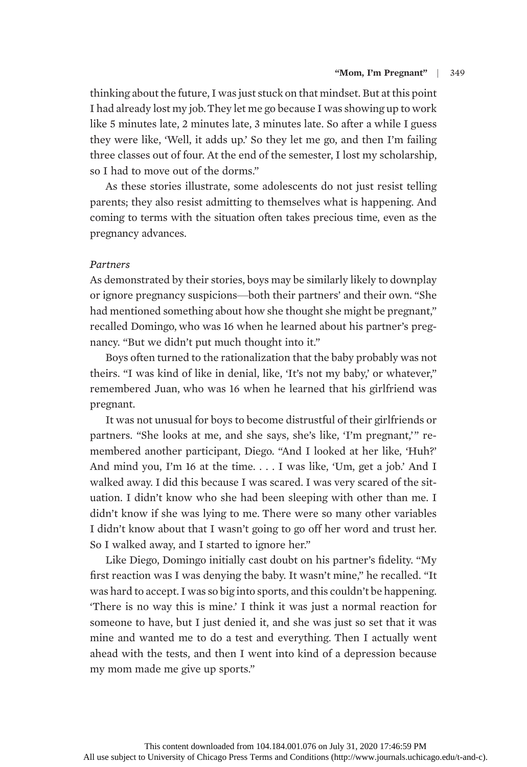thinking about the future, I was just stuck on that mindset. But at this point I had already lost my job. They let me go because I was showing up to work like 5 minutes late, 2 minutes late, 3 minutes late. So after a while I guess they were like, 'Well, it adds up.' So they let me go, and then I'm failing three classes out of four. At the end of the semester, I lost my scholarship, so I had to move out of the dorms."

As these stories illustrate, some adolescents do not just resist telling parents; they also resist admitting to themselves what is happening. And coming to terms with the situation often takes precious time, even as the pregnancy advances.

### *Partners*

As demonstrated by their stories, boys may be similarly likely to downplay or ignore pregnancy suspicions—both their partners' and their own. "She had mentioned something about how she thought she might be pregnant," recalled Domingo, who was 16 when he learned about his partner's pregnancy. "But we didn't put much thought into it."

Boys often turned to the rationalization that the baby probably was not theirs. "I was kind of like in denial, like, 'It's not my baby,' or whatever," remembered Juan, who was 16 when he learned that his girlfriend was pregnant.

It was not unusual for boys to become distrustful of their girlfriends or partners. "She looks at me, and she says, she's like, 'I'm pregnant,'" remembered another participant, Diego. "And I looked at her like, 'Huh?' And mind you, I'm 16 at the time. . . . I was like, 'Um, get a job.' And I walked away. I did this because I was scared. I was very scared of the situation. I didn't know who she had been sleeping with other than me. I didn't know if she was lying to me. There were so many other variables I didn't know about that I wasn't going to go off her word and trust her. So I walked away, and I started to ignore her."

Like Diego, Domingo initially cast doubt on his partner's fidelity. "My first reaction was I was denying the baby. It wasn't mine," he recalled. "It was hard to accept. I was so big into sports, and this couldn't be happening. 'There is no way this is mine.' I think it was just a normal reaction for someone to have, but I just denied it, and she was just so set that it was mine and wanted me to do a test and everything. Then I actually went ahead with the tests, and then I went into kind of a depression because my mom made me give up sports."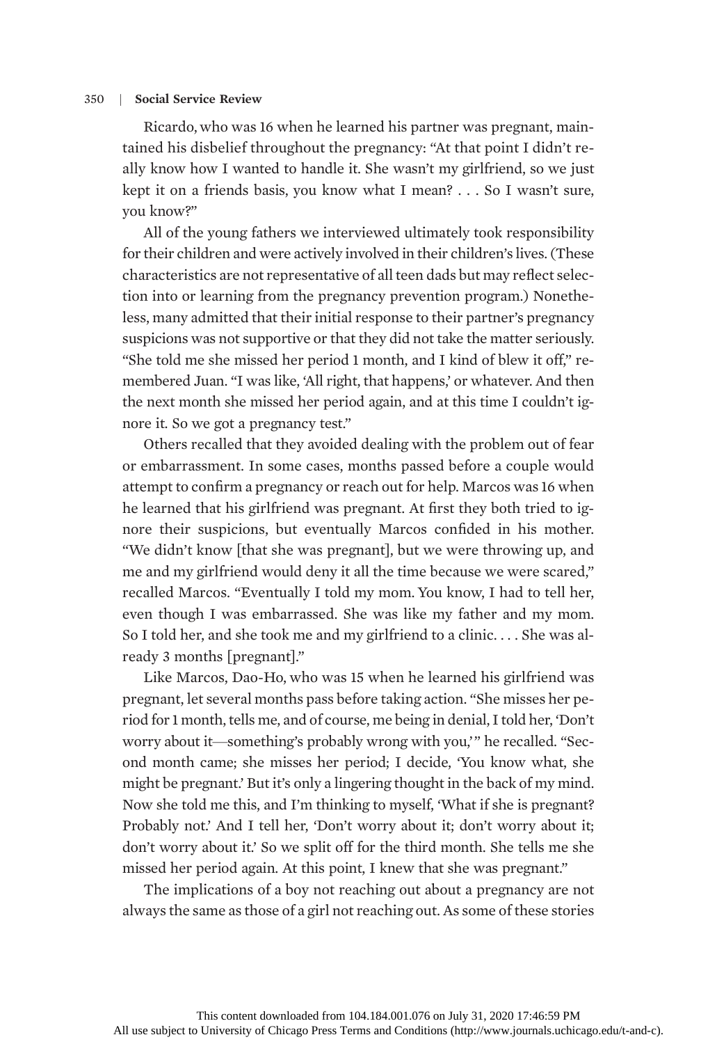Ricardo, who was 16 when he learned his partner was pregnant, maintained his disbelief throughout the pregnancy: "At that point I didn't really know how I wanted to handle it. She wasn't my girlfriend, so we just kept it on a friends basis, you know what I mean? . . . So I wasn't sure, you know?"

All of the young fathers we interviewed ultimately took responsibility for their children and were actively involved in their children's lives. (These characteristics are not representative of all teen dads but may reflect selection into or learning from the pregnancy prevention program.) Nonetheless, many admitted that their initial response to their partner's pregnancy suspicions was not supportive or that they did not take the matter seriously. "She told me she missed her period 1 month, and I kind of blew it off," remembered Juan. "I was like, 'All right, that happens,' or whatever. And then the next month she missed her period again, and at this time I couldn't ignore it. So we got a pregnancy test."

Others recalled that they avoided dealing with the problem out of fear or embarrassment. In some cases, months passed before a couple would attempt to confirm a pregnancy or reach out for help. Marcos was 16 when he learned that his girlfriend was pregnant. At first they both tried to ignore their suspicions, but eventually Marcos confided in his mother. "We didn't know [that she was pregnant], but we were throwing up, and me and my girlfriend would deny it all the time because we were scared," recalled Marcos. "Eventually I told my mom. You know, I had to tell her, even though I was embarrassed. She was like my father and my mom. So I told her, and she took me and my girlfriend to a clinic. . . . She was already 3 months [pregnant]."

Like Marcos, Dao-Ho, who was 15 when he learned his girlfriend was pregnant, let several months pass before taking action. "She misses her period for 1 month, tells me, and of course, me being in denial, I told her, 'Don't worry about it—something's probably wrong with you,'" he recalled. "Second month came; she misses her period; I decide, 'You know what, she might be pregnant.' But it's only a lingering thought in the back of my mind. Now she told me this, and I'm thinking to myself, 'What if she is pregnant? Probably not.' And I tell her, 'Don't worry about it; don't worry about it; don't worry about it.' So we split off for the third month. She tells me she missed her period again. At this point, I knew that she was pregnant."

The implications of a boy not reaching out about a pregnancy are not always the same as those of a girl not reaching out. As some of these stories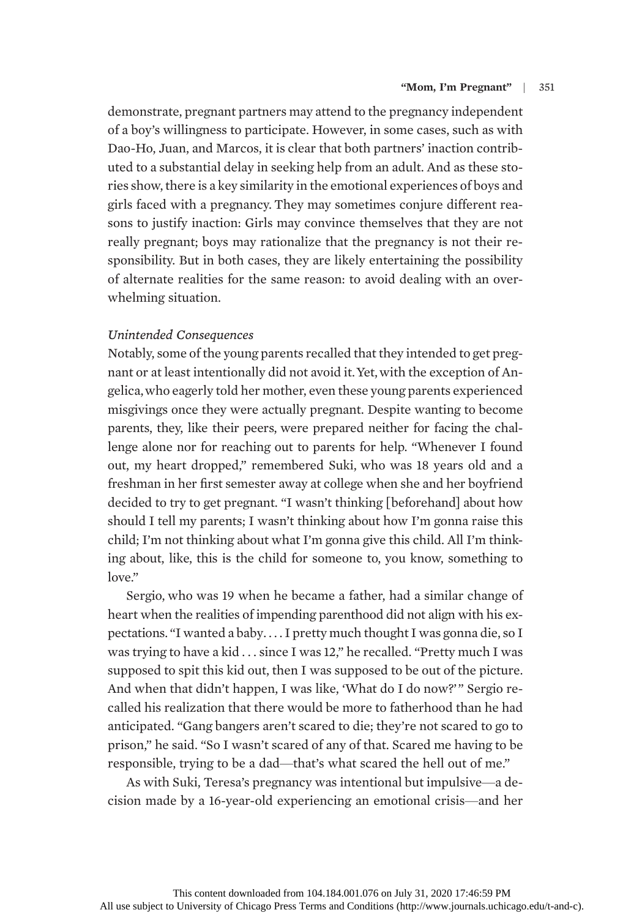demonstrate, pregnant partners may attend to the pregnancy independent of a boy's willingness to participate. However, in some cases, such as with Dao-Ho, Juan, and Marcos, it is clear that both partners' inaction contributed to a substantial delay in seeking help from an adult. And as these stories show, there is a key similarity in the emotional experiences of boys and girls faced with a pregnancy. They may sometimes conjure different reasons to justify inaction: Girls may convince themselves that they are not really pregnant; boys may rationalize that the pregnancy is not their responsibility. But in both cases, they are likely entertaining the possibility of alternate realities for the same reason: to avoid dealing with an overwhelming situation.

### *Unintended Consequences*

Notably, some of the young parents recalled that they intended to get pregnant or at least intentionally did not avoid it. Yet, with the exception of Angelica, who eagerly told her mother, even these young parents experienced misgivings once they were actually pregnant. Despite wanting to become parents, they, like their peers, were prepared neither for facing the challenge alone nor for reaching out to parents for help. "Whenever I found out, my heart dropped," remembered Suki, who was 18 years old and a freshman in her first semester away at college when she and her boyfriend decided to try to get pregnant. "I wasn't thinking [beforehand] about how should I tell my parents; I wasn't thinking about how I'm gonna raise this child; I'm not thinking about what I'm gonna give this child. All I'm thinking about, like, this is the child for someone to, you know, something to love."

Sergio, who was 19 when he became a father, had a similar change of heart when the realities of impending parenthood did not align with his expectations. "I wanted a baby. . . . I pretty much thought I was gonna die, so I was trying to have a kid . . . since I was 12," he recalled. "Pretty much I was supposed to spit this kid out, then I was supposed to be out of the picture. And when that didn't happen, I was like, 'What do I do now?'" Sergio recalled his realization that there would be more to fatherhood than he had anticipated. "Gang bangers aren't scared to die; they're not scared to go to prison," he said. "So I wasn't scared of any of that. Scared me having to be responsible, trying to be a dad—that's what scared the hell out of me."

As with Suki, Teresa's pregnancy was intentional but impulsive—a decision made by a 16-year-old experiencing an emotional crisis—and her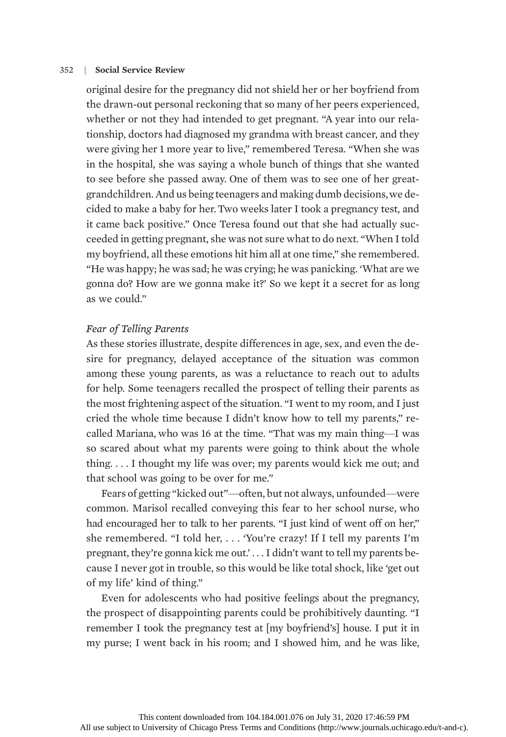original desire for the pregnancy did not shield her or her boyfriend from the drawn-out personal reckoning that so many of her peers experienced, whether or not they had intended to get pregnant. "A year into our relationship, doctors had diagnosed my grandma with breast cancer, and they were giving her 1 more year to live," remembered Teresa. "When she was in the hospital, she was saying a whole bunch of things that she wanted to see before she passed away. One of them was to see one of her great-grandchildren. And us being teenagers and making dumb decisions, we decided to make a baby for her. Two weeks later I took a pregnancy test, and it came back positive." Once Teresa found out that she had actually succeeded in getting pregnant, she was not sure what to do next. "When I told my boyfriend, all these emotions hit him all at one time," she remembered. "He was happy; he was sad; he was crying; he was panicking. 'What are we gonna do? How are we gonna make it?' So we kept it a secret for as long as we could."

### *Fear of Telling Parents*

As these stories illustrate, despite differences in age, sex, and even the desire for pregnancy, delayed acceptance of the situation was common among these young parents, as was a reluctance to reach out to adults for help. Some teenagers recalled the prospect of telling their parents as the most frightening aspect of the situation. "I went to my room, and I just cried the whole time because I didn't know how to tell my parents," recalled Mariana, who was 16 at the time. "That was my main thing—I was so scared about what my parents were going to think about the whole thing. . . . I thought my life was over; my parents would kick me out; and that school was going to be over for me."

Fears of getting "kicked out"—often, but not always, unfounded—were common. Marisol recalled conveying this fear to her school nurse, who had encouraged her to talk to her parents. "I just kind of went off on her," she remembered. "I told her, . . . 'You're crazy! If I tell my parents I'm pregnant, they're gonna kick me out.' . . . I didn't want to tell my parents because I never got in trouble, so this would be like total shock, like 'get out of my life' kind of thing."

Even for adolescents who had positive feelings about the pregnancy, the prospect of disappointing parents could be prohibitively daunting. "I remember I took the pregnancy test at [my boyfriend's] house. I put it in my purse; I went back in his room; and I showed him, and he was like,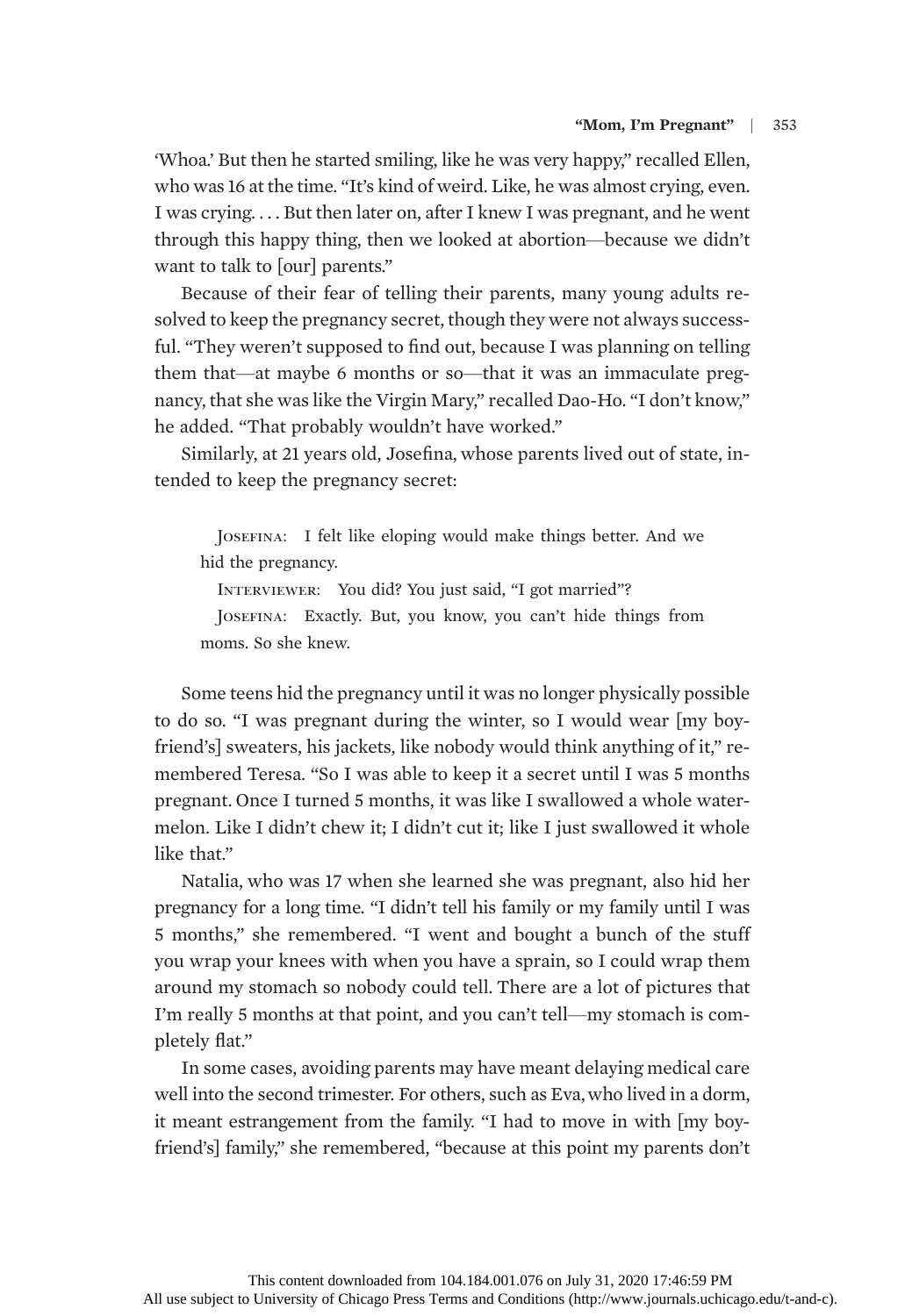'Whoa.' But then he started smiling, like he was very happy," recalled Ellen, who was 16 at the time. "It's kind of weird. Like, he was almost crying, even. I was crying. . . . But then later on, after I knew I was pregnant, and he went through this happy thing, then we looked at abortion—because we didn't want to talk to [our] parents."

Because of their fear of telling their parents, many young adults resolved to keep the pregnancy secret, though they were not always successful. "They weren't supposed to find out, because I was planning on telling them that—at maybe 6 months or so—that it was an immaculate pregnancy, that she was like the Virgin Mary," recalled Dao-Ho. "I don't know," he added. "That probably wouldn't have worked."

Similarly, at 21 years old, Josefina, whose parents lived out of state, intended to keep the pregnancy secret:

> Josefina: I felt like eloping would make things better. And we hid the pregnancy.
>
> Interviewer: You did? You just said, "I got married"?
>
> Josefina: Exactly. But, you know, you can't hide things from moms. So she knew.

Some teens hid the pregnancy until it was no longer physically possible to do so. "I was pregnant during the winter, so I would wear [my boyfriend's] sweaters, his jackets, like nobody would think anything of it," remembered Teresa. "So I was able to keep it a secret until I was 5 months pregnant. Once I turned 5 months, it was like I swallowed a whole watermelon. Like I didn't chew it; I didn't cut it; like I just swallowed it whole like that."

Natalia, who was 17 when she learned she was pregnant, also hid her pregnancy for a long time. "I didn't tell his family or my family until I was 5 months," she remembered. "I went and bought a bunch of the stuff you wrap your knees with when you have a sprain, so I could wrap them around my stomach so nobody could tell. There are a lot of pictures that I'm really 5 months at that point, and you can't tell—my stomach is completely flat."

In some cases, avoiding parents may have meant delaying medical care well into the second trimester. For others, such as Eva, who lived in a dorm, it meant estrangement from the family. "I had to move in with [my boyfriend's] family," she remembered, "because at this point my parents don't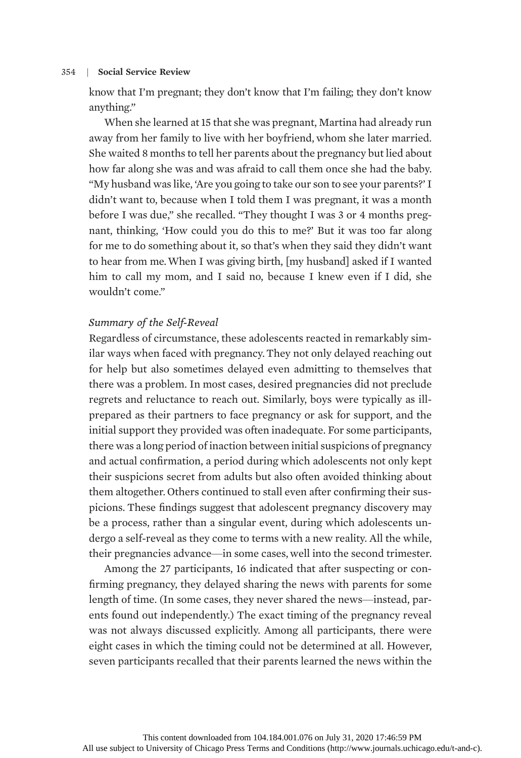know that I'm pregnant; they don't know that I'm failing; they don't know anything."

When she learned at 15 that she was pregnant, Martina had already run away from her family to live with her boyfriend, whom she later married. She waited 8 months to tell her parents about the pregnancy but lied about how far along she was and was afraid to call them once she had the baby. "My husband was like, 'Are you going to take our son to see your parents?' I didn't want to, because when I told them I was pregnant, it was a month before I was due," she recalled. "They thought I was 3 or 4 months pregnant, thinking, 'How could you do this to me?' But it was too far along for me to do something about it, so that's when they said they didn't want to hear from me. When I was giving birth, [my husband] asked if I wanted him to call my mom, and I said no, because I knew even if I did, she wouldn't come."

### *Summary of the Self-Reveal*

Regardless of circumstance, these adolescents reacted in remarkably similar ways when faced with pregnancy. They not only delayed reaching out for help but also sometimes delayed even admitting to themselves that there was a problem. In most cases, desired pregnancies did not preclude regrets and reluctance to reach out. Similarly, boys were typically as ill-prepared as their partners to face pregnancy or ask for support, and the initial support they provided was often inadequate. For some participants, there was a long period of inaction between initial suspicions of pregnancy and actual confirmation, a period during which adolescents not only kept their suspicions secret from adults but also often avoided thinking about them altogether. Others continued to stall even after confirming their suspicions. These findings suggest that adolescent pregnancy discovery may be a process, rather than a singular event, during which adolescents undergo a self-reveal as they come to terms with a new reality. All the while, their pregnancies advance—in some cases, well into the second trimester.

Among the 27 participants, 16 indicated that after suspecting or confirming pregnancy, they delayed sharing the news with parents for some length of time. (In some cases, they never shared the news—instead, parents found out independently.) The exact timing of the pregnancy reveal was not always discussed explicitly. Among all participants, there were eight cases in which the timing could not be determined at all. However, seven participants recalled that their parents learned the news within the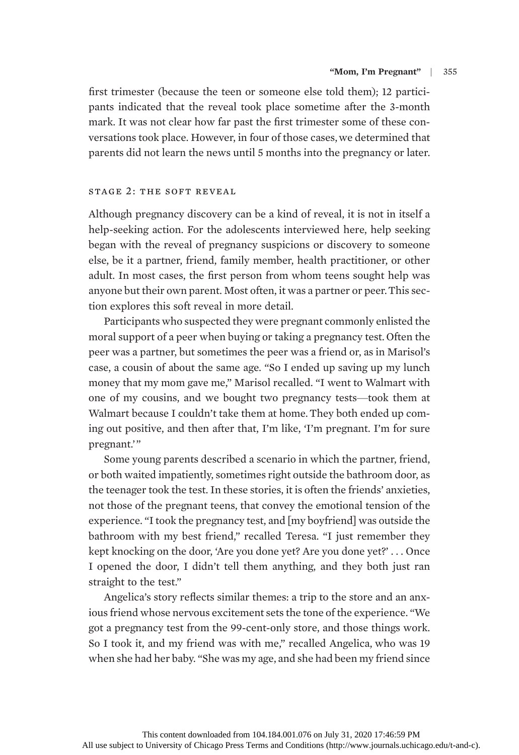first trimester (because the teen or someone else told them); 12 participants indicated that the reveal took place sometime after the 3-month mark. It was not clear how far past the first trimester some of these conversations took place. However, in four of those cases, we determined that parents did not learn the news until 5 months into the pregnancy or later.

### Stage 2: The Soft Reveal

Although pregnancy discovery can be a kind of reveal, it is not in itself a help-seeking action. For the adolescents interviewed here, help seeking began with the reveal of pregnancy suspicions or discovery to someone else, be it a partner, friend, family member, health practitioner, or other adult. In most cases, the first person from whom teens sought help was anyone but their own parent. Most often, it was a partner or peer. This section explores this soft reveal in more detail.

Participants who suspected they were pregnant commonly enlisted the moral support of a peer when buying or taking a pregnancy test. Often the peer was a partner, but sometimes the peer was a friend or, as in Marisol's case, a cousin of about the same age. "So I ended up saving up my lunch money that my mom gave me," Marisol recalled. "I went to Walmart with one of my cousins, and we bought two pregnancy tests—took them at Walmart because I couldn't take them at home. They both ended up coming out positive, and then after that, I'm like, 'I'm pregnant. I'm for sure pregnant.'"

Some young parents described a scenario in which the partner, friend, or both waited impatiently, sometimes right outside the bathroom door, as the teenager took the test. In these stories, it is often the friends' anxieties, not those of the pregnant teens, that convey the emotional tension of the experience. "I took the pregnancy test, and [my boyfriend] was outside the bathroom with my best friend," recalled Teresa. "I just remember they kept knocking on the door, 'Are you done yet? Are you done yet?' . . . Once I opened the door, I didn't tell them anything, and they both just ran straight to the test."

Angelica's story reflects similar themes: a trip to the store and an anxious friend whose nervous excitement sets the tone of the experience. "We got a pregnancy test from the 99-cent-only store, and those things work. So I took it, and my friend was with me," recalled Angelica, who was 19 when she had her baby. "She was my age, and she had been my friend since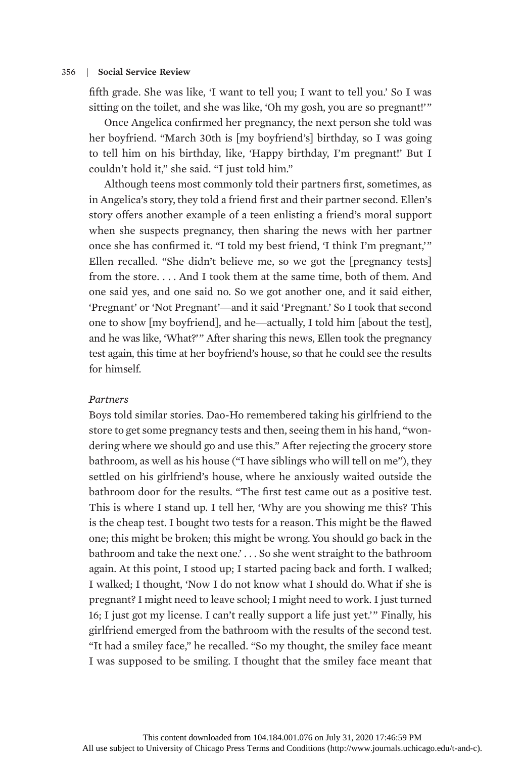fifth grade. She was like, 'I want to tell you; I want to tell you.' So I was sitting on the toilet, and she was like, 'Oh my gosh, you are so pregnant!'"

Once Angelica confirmed her pregnancy, the next person she told was her boyfriend. "March 30th is [my boyfriend's] birthday, so I was going to tell him on his birthday, like, 'Happy birthday, I'm pregnant!' But I couldn't hold it," she said. "I just told him."

Although teens most commonly told their partners first, sometimes, as in Angelica's story, they told a friend first and their partner second. Ellen's story offers another example of a teen enlisting a friend's moral support when she suspects pregnancy, then sharing the news with her partner once she has confirmed it. "I told my best friend, 'I think I'm pregnant,'" Ellen recalled. "She didn't believe me, so we got the [pregnancy tests] from the store. . . . And I took them at the same time, both of them. And one said yes, and one said no. So we got another one, and it said either, 'Pregnant' or 'Not Pregnant'—and it said 'Pregnant.' So I took that second one to show [my boyfriend], and he—actually, I told him [about the test], and he was like, 'What?'" After sharing this news, Ellen took the pregnancy test again, this time at her boyfriend's house, so that he could see the results for himself.

*Partners*

Boys told similar stories. Dao-Ho remembered taking his girlfriend to the store to get some pregnancy tests and then, seeing them in his hand, "wondering where we should go and use this." After rejecting the grocery store bathroom, as well as his house ("I have siblings who will tell on me"), they settled on his girlfriend's house, where he anxiously waited outside the bathroom door for the results. "The first test came out as a positive test. This is where I stand up. I tell her, 'Why are you showing me this? This is the cheap test. I bought two tests for a reason. This might be the flawed one; this might be broken; this might be wrong. You should go back in the bathroom and take the next one.' . . . So she went straight to the bathroom again. At this point, I stood up; I started pacing back and forth. I walked; I walked; I thought, 'Now I do not know what I should do. What if she is pregnant? I might need to leave school; I might need to work. I just turned 16; I just got my license. I can't really support a life just yet.'" Finally, his girlfriend emerged from the bathroom with the results of the second test. "It had a smiley face," he recalled. "So my thought, the smiley face meant I was supposed to be smiling. I thought that the smiley face meant that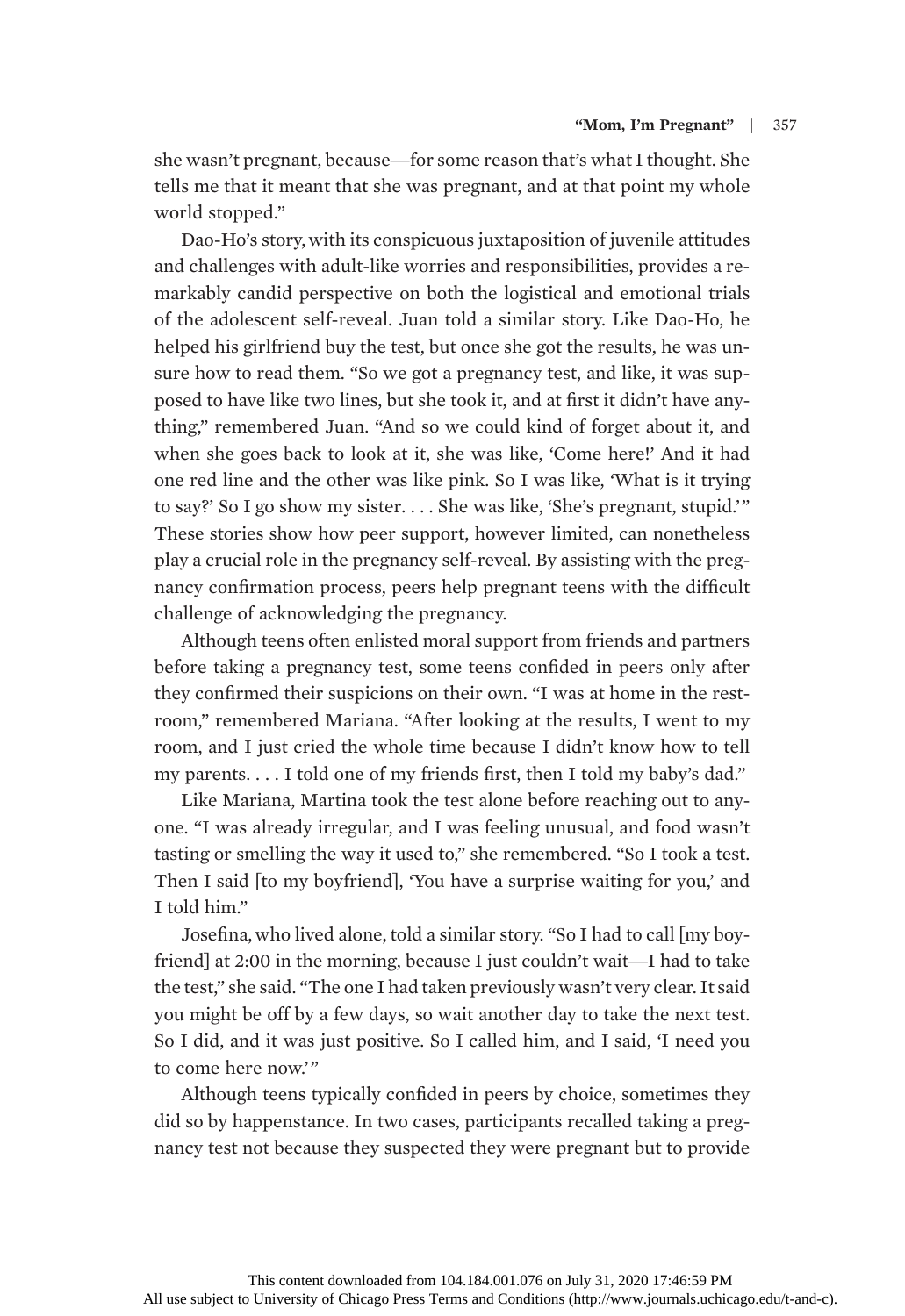she wasn't pregnant, because—for some reason that's what I thought. She tells me that it meant that she was pregnant, and at that point my whole world stopped."

Dao-Ho's story, with its conspicuous juxtaposition of juvenile attitudes and challenges with adult-like worries and responsibilities, provides a remarkably candid perspective on both the logistical and emotional trials of the adolescent self-reveal. Juan told a similar story. Like Dao-Ho, he helped his girlfriend buy the test, but once she got the results, he was unsure how to read them. "So we got a pregnancy test, and like, it was supposed to have like two lines, but she took it, and at first it didn't have anything," remembered Juan. "And so we could kind of forget about it, and when she goes back to look at it, she was like, 'Come here!' And it had one red line and the other was like pink. So I was like, 'What is it trying to say?' So I go show my sister. . . . She was like, 'She's pregnant, stupid.'" These stories show how peer support, however limited, can nonetheless play a crucial role in the pregnancy self-reveal. By assisting with the pregnancy confirmation process, peers help pregnant teens with the difficult challenge of acknowledging the pregnancy.

Although teens often enlisted moral support from friends and partners before taking a pregnancy test, some teens confided in peers only after they confirmed their suspicions on their own. "I was at home in the restroom," remembered Mariana. "After looking at the results, I went to my room, and I just cried the whole time because I didn't know how to tell my parents. . . . I told one of my friends first, then I told my baby's dad."

Like Mariana, Martina took the test alone before reaching out to anyone. "I was already irregular, and I was feeling unusual, and food wasn't tasting or smelling the way it used to," she remembered. "So I took a test. Then I said [to my boyfriend], 'You have a surprise waiting for you,' and I told him."

Josefina, who lived alone, told a similar story. "So I had to call [my boyfriend] at 2:00 in the morning, because I just couldn't wait—I had to take the test," she said. "The one I had taken previously wasn't very clear. It said you might be off by a few days, so wait another day to take the next test. So I did, and it was just positive. So I called him, and I said, 'I need you to come here now.'"

Although teens typically confided in peers by choice, sometimes they did so by happenstance. In two cases, participants recalled taking a pregnancy test not because they suspected they were pregnant but to provide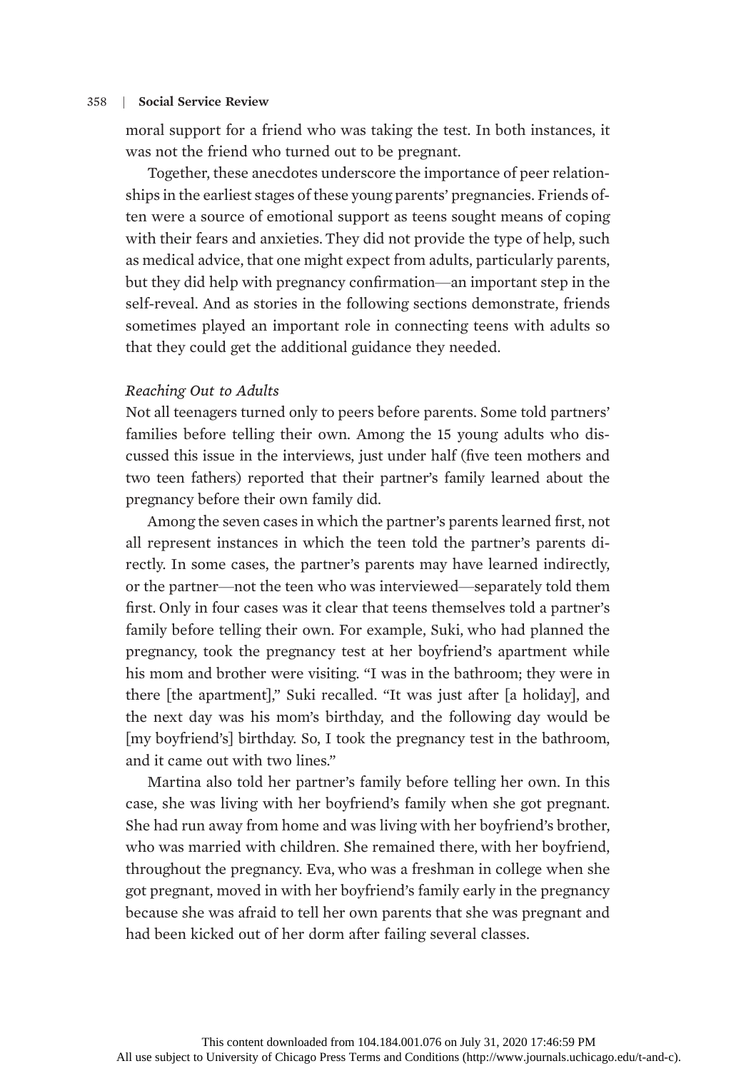moral support for a friend who was taking the test. In both instances, it was not the friend who turned out to be pregnant.

Together, these anecdotes underscore the importance of peer relationships in the earliest stages of these young parents' pregnancies. Friends often were a source of emotional support as teens sought means of coping with their fears and anxieties. They did not provide the type of help, such as medical advice, that one might expect from adults, particularly parents, but they did help with pregnancy confirmation—an important step in the self-reveal. And as stories in the following sections demonstrate, friends sometimes played an important role in connecting teens with adults so that they could get the additional guidance they needed.

### *Reaching Out to Adults*

Not all teenagers turned only to peers before parents. Some told partners' families before telling their own. Among the 15 young adults who discussed this issue in the interviews, just under half (five teen mothers and two teen fathers) reported that their partner's family learned about the pregnancy before their own family did.

Among the seven cases in which the partner's parents learned first, not all represent instances in which the teen told the partner's parents directly. In some cases, the partner's parents may have learned indirectly, or the partner—not the teen who was interviewed—separately told them first. Only in four cases was it clear that teens themselves told a partner's family before telling their own. For example, Suki, who had planned the pregnancy, took the pregnancy test at her boyfriend's apartment while his mom and brother were visiting. "I was in the bathroom; they were in there [the apartment]," Suki recalled. "It was just after [a holiday], and the next day was his mom's birthday, and the following day would be [my boyfriend's] birthday. So, I took the pregnancy test in the bathroom, and it came out with two lines."

Martina also told her partner's family before telling her own. In this case, she was living with her boyfriend's family when she got pregnant. She had run away from home and was living with her boyfriend's brother, who was married with children. She remained there, with her boyfriend, throughout the pregnancy. Eva, who was a freshman in college when she got pregnant, moved in with her boyfriend's family early in the pregnancy because she was afraid to tell her own parents that she was pregnant and had been kicked out of her dorm after failing several classes.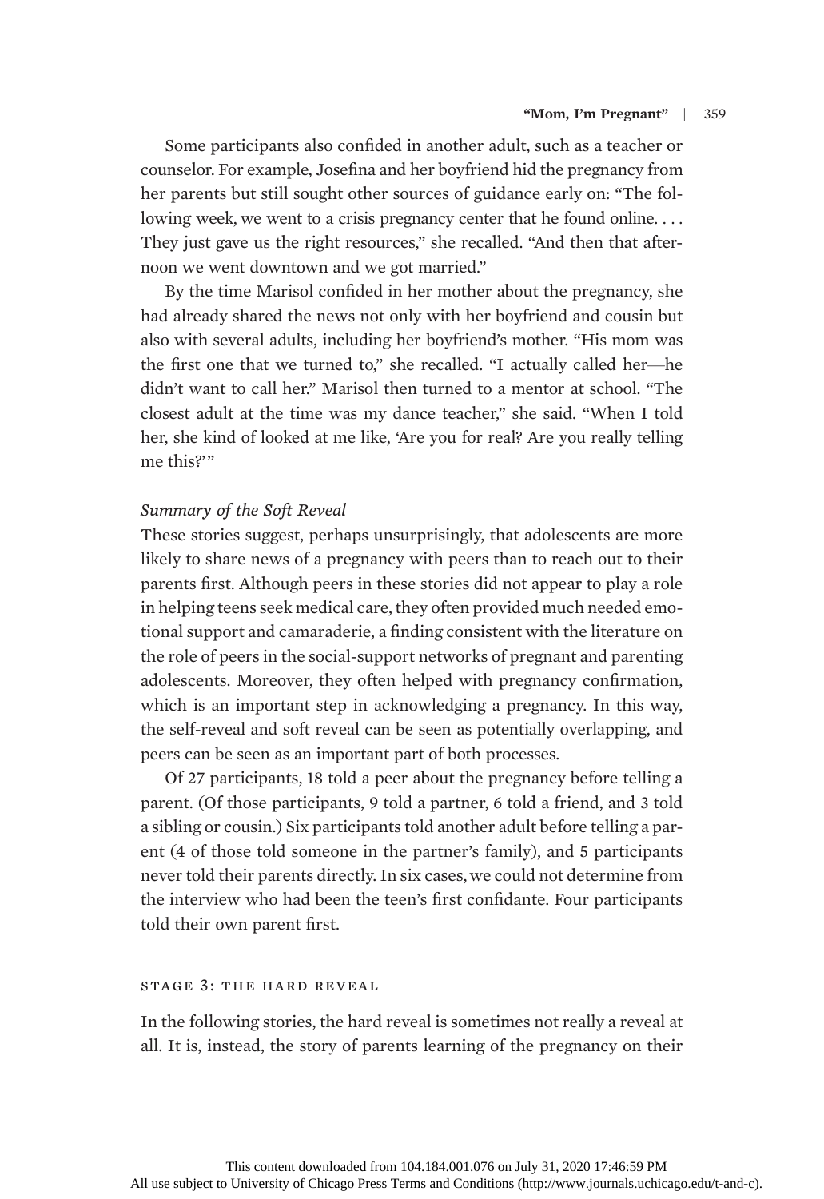Some participants also confided in another adult, such as a teacher or counselor. For example, Josefina and her boyfriend hid the pregnancy from her parents but still sought other sources of guidance early on: "The following week, we went to a crisis pregnancy center that he found online. . . . They just gave us the right resources," she recalled. "And then that afternoon we went downtown and we got married."

By the time Marisol confided in her mother about the pregnancy, she had already shared the news not only with her boyfriend and cousin but also with several adults, including her boyfriend's mother. "His mom was the first one that we turned to," she recalled. "I actually called her—he didn't want to call her." Marisol then turned to a mentor at school. "The closest adult at the time was my dance teacher," she said. "When I told her, she kind of looked at me like, 'Are you for real? Are you really telling me this?'"

### *Summary of the Soft Reveal*

These stories suggest, perhaps unsurprisingly, that adolescents are more likely to share news of a pregnancy with peers than to reach out to their parents first. Although peers in these stories did not appear to play a role in helping teens seek medical care, they often provided much needed emotional support and camaraderie, a finding consistent with the literature on the role of peers in the social-support networks of pregnant and parenting adolescents. Moreover, they often helped with pregnancy confirmation, which is an important step in acknowledging a pregnancy. In this way, the self-reveal and soft reveal can be seen as potentially overlapping, and peers can be seen as an important part of both processes.

Of 27 participants, 18 told a peer about the pregnancy before telling a parent. (Of those participants, 9 told a partner, 6 told a friend, and 3 told a sibling or cousin.) Six participants told another adult before telling a parent (4 of those told someone in the partner's family), and 5 participants never told their parents directly. In six cases, we could not determine from the interview who had been the teen's first confidante. Four participants told their own parent first.

## Stage 3: The Hard Reveal

In the following stories, the hard reveal is sometimes not really a reveal at all. It is, instead, the story of parents learning of the pregnancy on their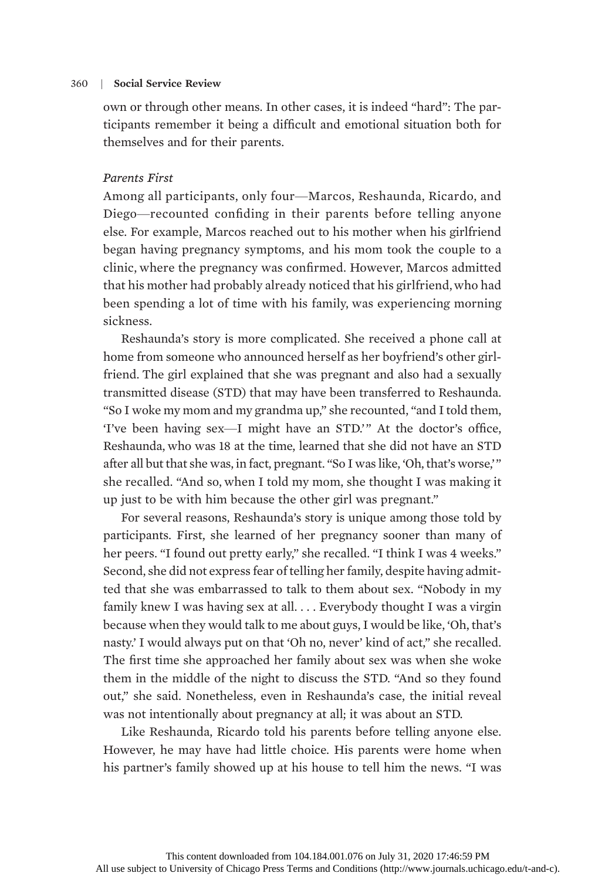own or through other means. In other cases, it is indeed "hard": The participants remember it being a difficult and emotional situation both for themselves and for their parents.

### *Parents First*

Among all participants, only four—Marcos, Reshaunda, Ricardo, and Diego—recounted confiding in their parents before telling anyone else. For example, Marcos reached out to his mother when his girlfriend began having pregnancy symptoms, and his mom took the couple to a clinic, where the pregnancy was confirmed. However, Marcos admitted that his mother had probably already noticed that his girlfriend, who had been spending a lot of time with his family, was experiencing morning sickness.

Reshaunda's story is more complicated. She received a phone call at home from someone who announced herself as her boyfriend's other girlfriend. The girl explained that she was pregnant and also had a sexually transmitted disease (STD) that may have been transferred to Reshaunda. "So I woke my mom and my grandma up," she recounted, "and I told them, 'I've been having sex—I might have an STD.'" At the doctor's office, Reshaunda, who was 18 at the time, learned that she did not have an STD after all but that she was, in fact, pregnant. "So I was like, 'Oh, that's worse,'" she recalled. "And so, when I told my mom, she thought I was making it up just to be with him because the other girl was pregnant."

For several reasons, Reshaunda's story is unique among those told by participants. First, she learned of her pregnancy sooner than many of her peers. "I found out pretty early," she recalled. "I think I was 4 weeks." Second, she did not express fear of telling her family, despite having admitted that she was embarrassed to talk to them about sex. "Nobody in my family knew I was having sex at all. . . . Everybody thought I was a virgin because when they would talk to me about guys, I would be like, 'Oh, that's nasty.' I would always put on that 'Oh no, never' kind of act," she recalled. The first time she approached her family about sex was when she woke them in the middle of the night to discuss the STD. "And so they found out," she said. Nonetheless, even in Reshaunda's case, the initial reveal was not intentionally about pregnancy at all; it was about an STD.

Like Reshaunda, Ricardo told his parents before telling anyone else. However, he may have had little choice. His parents were home when his partner's family showed up at his house to tell him the news. "I was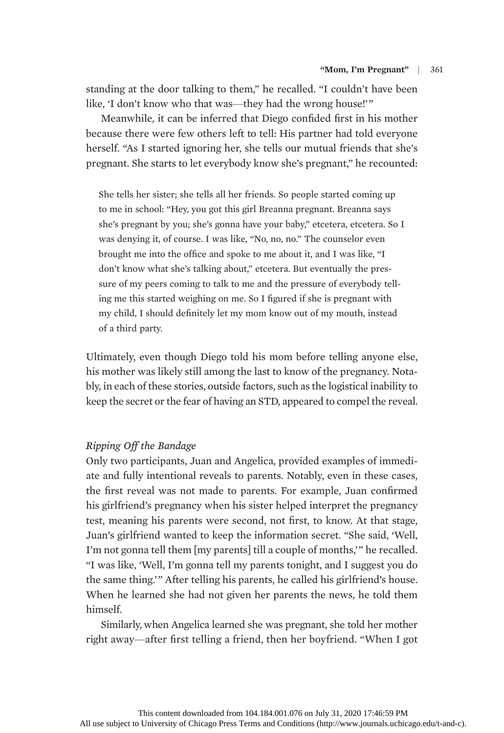standing at the door talking to them," he recalled. "I couldn't have been like, 'I don't know who that was—they had the wrong house!'"

Meanwhile, it can be inferred that Diego confided first in his mother because there were few others left to tell: His partner had told everyone herself. "As I started ignoring her, she tells our mutual friends that she's pregnant. She starts to let everybody know she's pregnant," he recounted:

> She tells her sister; she tells all her friends. So people started coming up to me in school: "Hey, you got this girl Breanna pregnant. Breanna says she's pregnant by you; she's gonna have your baby," etcetera, etcetera. So I was denying it, of course. I was like, "No, no, no." The counselor even brought me into the office and spoke to me about it, and I was like, "I don't know what she's talking about," etcetera. But eventually the pressure of my peers coming to talk to me and the pressure of everybody telling me this started weighing on me. So I figured if she is pregnant with my child, I should definitely let my mom know out of my mouth, instead of a third party.

Ultimately, even though Diego told his mom before telling anyone else, his mother was likely still among the last to know of the pregnancy. Notably, in each of these stories, outside factors, such as the logistical inability to keep the secret or the fear of having an STD, appeared to compel the reveal.

### *Ripping Off the Bandage*

Only two participants, Juan and Angelica, provided examples of immediate and fully intentional reveals to parents. Notably, even in these cases, the first reveal was not made to parents. For example, Juan confirmed his girlfriend's pregnancy when his sister helped interpret the pregnancy test, meaning his parents were second, not first, to know. At that stage, Juan's girlfriend wanted to keep the information secret. "She said, 'Well, I'm not gonna tell them [my parents] till a couple of months,'" he recalled. "I was like, 'Well, I'm gonna tell my parents tonight, and I suggest you do the same thing.'" After telling his parents, he called his girlfriend's house. When he learned she had not given her parents the news, he told them himself.

Similarly, when Angelica learned she was pregnant, she told her mother right away—after first telling a friend, then her boyfriend. "When I got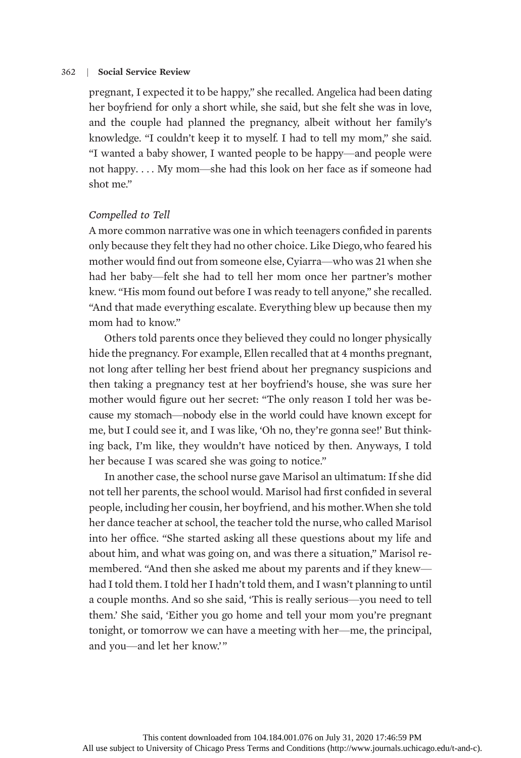pregnant, I expected it to be happy," she recalled. Angelica had been dating her boyfriend for only a short while, she said, but she felt she was in love, and the couple had planned the pregnancy, albeit without her family's knowledge. "I couldn't keep it to myself. I had to tell my mom," she said. "I wanted a baby shower, I wanted people to be happy—and people were not happy. . . . My mom—she had this look on her face as if someone had shot me."

*Compelled to Tell*

A more common narrative was one in which teenagers confided in parents only because they felt they had no other choice. Like Diego, who feared his mother would find out from someone else, Cyiarra—who was 21 when she had her baby—felt she had to tell her mom once her partner's mother knew. "His mom found out before I was ready to tell anyone," she recalled. "And that made everything escalate. Everything blew up because then my mom had to know."

Others told parents once they believed they could no longer physically hide the pregnancy. For example, Ellen recalled that at 4 months pregnant, not long after telling her best friend about her pregnancy suspicions and then taking a pregnancy test at her boyfriend's house, she was sure her mother would figure out her secret: "The only reason I told her was because my stomach—nobody else in the world could have known except for me, but I could see it, and I was like, 'Oh no, they're gonna see!' But thinking back, I'm like, they wouldn't have noticed by then. Anyways, I told her because I was scared she was going to notice."

In another case, the school nurse gave Marisol an ultimatum: If she did not tell her parents, the school would. Marisol had first confided in several people, including her cousin, her boyfriend, and his mother. When she told her dance teacher at school, the teacher told the nurse, who called Marisol into her office. "She started asking all these questions about my life and about him, and what was going on, and was there a situation," Marisol remembered. "And then she asked me about my parents and if they knew—had I told them. I told her I hadn't told them, and I wasn't planning to until a couple months. And so she said, 'This is really serious—you need to tell them.' She said, 'Either you go home and tell your mom you're pregnant tonight, or tomorrow we can have a meeting with her—me, the principal, and you—and let her know.'"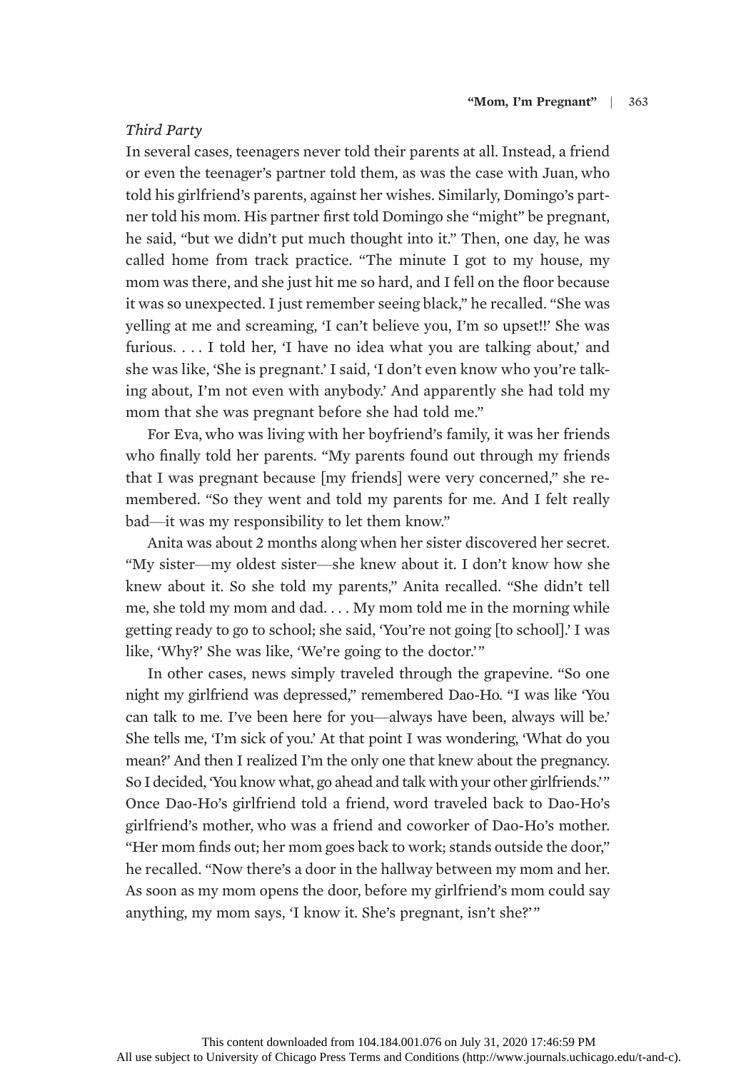*Third Party*

In several cases, teenagers never told their parents at all. Instead, a friend or even the teenager's partner told them, as was the case with Juan, who told his girlfriend's parents, against her wishes. Similarly, Domingo's partner told his mom. His partner first told Domingo she "might" be pregnant, he said, "but we didn't put much thought into it." Then, one day, he was called home from track practice. "The minute I got to my house, my mom was there, and she just hit me so hard, and I fell on the floor because it was so unexpected. I just remember seeing black," he recalled. "She was yelling at me and screaming, 'I can't believe you, I'm so upset!!' She was furious. . . . I told her, 'I have no idea what you are talking about,' and she was like, 'She is pregnant.' I said, 'I don't even know who you're talking about, I'm not even with anybody.' And apparently she had told my mom that she was pregnant before she had told me."

For Eva, who was living with her boyfriend's family, it was her friends who finally told her parents. "My parents found out through my friends that I was pregnant because [my friends] were very concerned," she remembered. "So they went and told my parents for me. And I felt really bad—it was my responsibility to let them know."

Anita was about 2 months along when her sister discovered her secret. "My sister—my oldest sister—she knew about it. I don't know how she knew about it. So she told my parents," Anita recalled. "She didn't tell me, she told my mom and dad. . . . My mom told me in the morning while getting ready to go to school; she said, 'You're not going [to school].' I was like, 'Why?' She was like, 'We're going to the doctor.'"

In other cases, news simply traveled through the grapevine. "So one night my girlfriend was depressed," remembered Dao-Ho. "I was like 'You can talk to me. I've been here for you—always have been, always will be.' She tells me, 'I'm sick of you.' At that point I was wondering, 'What do you mean?' And then I realized I'm the only one that knew about the pregnancy. So I decided, 'You know what, go ahead and talk with your other girlfriends.'" Once Dao-Ho's girlfriend told a friend, word traveled back to Dao-Ho's girlfriend's mother, who was a friend and coworker of Dao-Ho's mother. "Her mom finds out; her mom goes back to work; stands outside the door," he recalled. "Now there's a door in the hallway between my mom and her. As soon as my mom opens the door, before my girlfriend's mom could say anything, my mom says, 'I know it. She's pregnant, isn't she?'"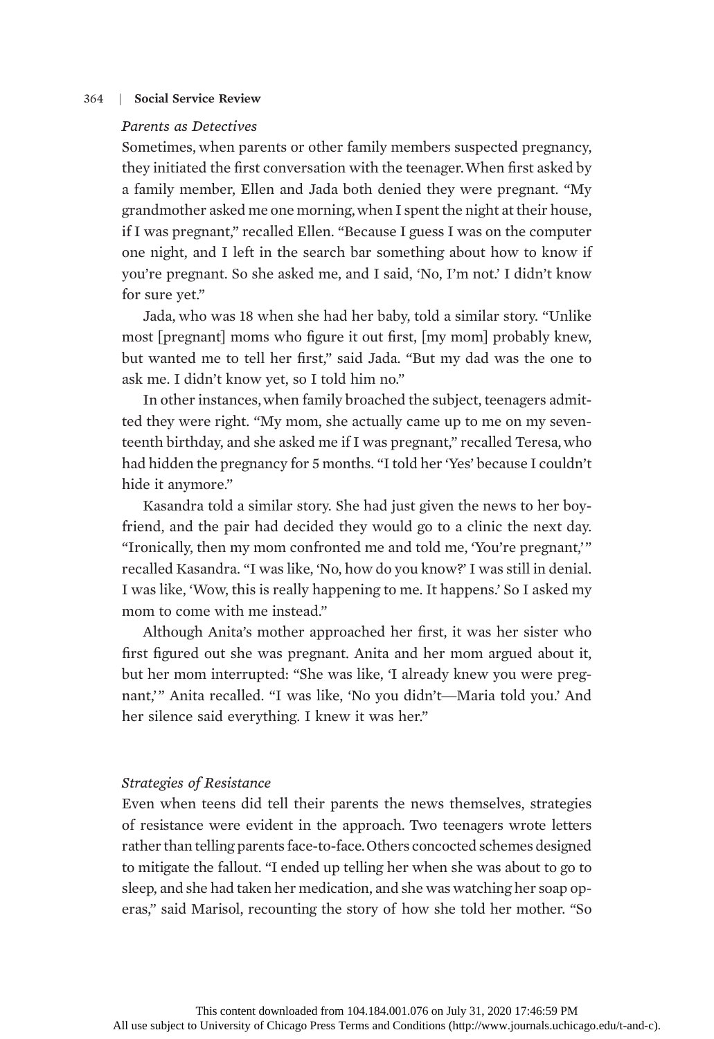### *Parents as Detectives*

Sometimes, when parents or other family members suspected pregnancy, they initiated the first conversation with the teenager. When first asked by a family member, Ellen and Jada both denied they were pregnant. "My grandmother asked me one morning, when I spent the night at their house, if I was pregnant," recalled Ellen. "Because I guess I was on the computer one night, and I left in the search bar something about how to know if you're pregnant. So she asked me, and I said, 'No, I'm not.' I didn't know for sure yet."

Jada, who was 18 when she had her baby, told a similar story. "Unlike most [pregnant] moms who figure it out first, [my mom] probably knew, but wanted me to tell her first," said Jada. "But my dad was the one to ask me. I didn't know yet, so I told him no."

In other instances, when family broached the subject, teenagers admitted they were right. "My mom, she actually came up to me on my seventeenth birthday, and she asked me if I was pregnant," recalled Teresa, who had hidden the pregnancy for 5 months. "I told her 'Yes' because I couldn't hide it anymore."

Kasandra told a similar story. She had just given the news to her boyfriend, and the pair had decided they would go to a clinic the next day. "Ironically, then my mom confronted me and told me, 'You're pregnant,'" recalled Kasandra. "I was like, 'No, how do you know?' I was still in denial. I was like, 'Wow, this is really happening to me. It happens.' So I asked my mom to come with me instead."

Although Anita's mother approached her first, it was her sister who first figured out she was pregnant. Anita and her mom argued about it, but her mom interrupted: "She was like, 'I already knew you were pregnant,'" Anita recalled. "I was like, 'No you didn't—Maria told you.' And her silence said everything. I knew it was her."

### *Strategies of Resistance*

Even when teens did tell their parents the news themselves, strategies of resistance were evident in the approach. Two teenagers wrote letters rather than telling parents face-to-face. Others concocted schemes designed to mitigate the fallout. "I ended up telling her when she was about to go to sleep, and she had taken her medication, and she was watching her soap operas," said Marisol, recounting the story of how she told her mother. "So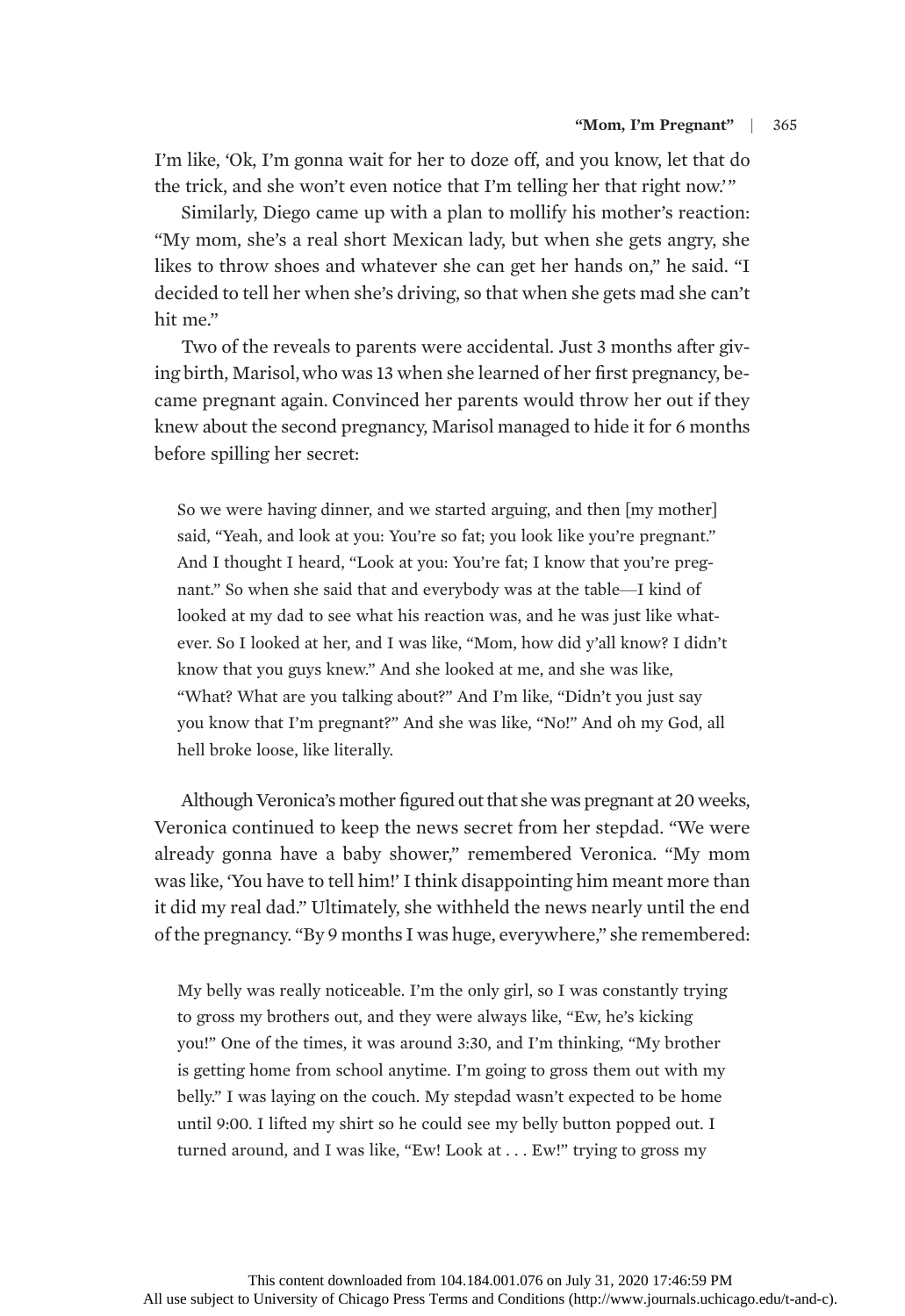I'm like, 'Ok, I'm gonna wait for her to doze off, and you know, let that do the trick, and she won't even notice that I'm telling her that right now.' "

Similarly, Diego came up with a plan to mollify his mother's reaction: "My mom, she's a real short Mexican lady, but when she gets angry, she likes to throw shoes and whatever she can get her hands on," he said. "I decided to tell her when she's driving, so that when she gets mad she can't hit me."

Two of the reveals to parents were accidental. Just 3 months after giving birth, Marisol, who was 13 when she learned of her first pregnancy, became pregnant again. Convinced her parents would throw her out if they knew about the second pregnancy, Marisol managed to hide it for 6 months before spilling her secret:

> So we were having dinner, and we started arguing, and then [my mother] said, "Yeah, and look at you: You're so fat; you look like you're pregnant." And I thought I heard, "Look at you: You're fat; I know that you're pregnant." So when she said that and everybody was at the table—I kind of looked at my dad to see what his reaction was, and he was just like whatever. So I looked at her, and I was like, "Mom, how did y'all know? I didn't know that you guys knew." And she looked at me, and she was like, "What? What are you talking about?" And I'm like, "Didn't you just say you know that I'm pregnant?" And she was like, "No!" And oh my God, all hell broke loose, like literally.

Although Veronica's mother figured out that she was pregnant at 20 weeks, Veronica continued to keep the news secret from her stepdad. "We were already gonna have a baby shower," remembered Veronica. "My mom was like, 'You have to tell him!' I think disappointing him meant more than it did my real dad." Ultimately, she withheld the news nearly until the end of the pregnancy. "By 9 months I was huge, everywhere," she remembered:

> My belly was really noticeable. I'm the only girl, so I was constantly trying to gross my brothers out, and they were always like, "Ew, he's kicking you!" One of the times, it was around 3:30, and I'm thinking, "My brother is getting home from school anytime. I'm going to gross them out with my belly." I was laying on the couch. My stepdad wasn't expected to be home until 9:00. I lifted my shirt so he could see my belly button popped out. I turned around, and I was like, "Ew! Look at . . . Ew!" trying to gross my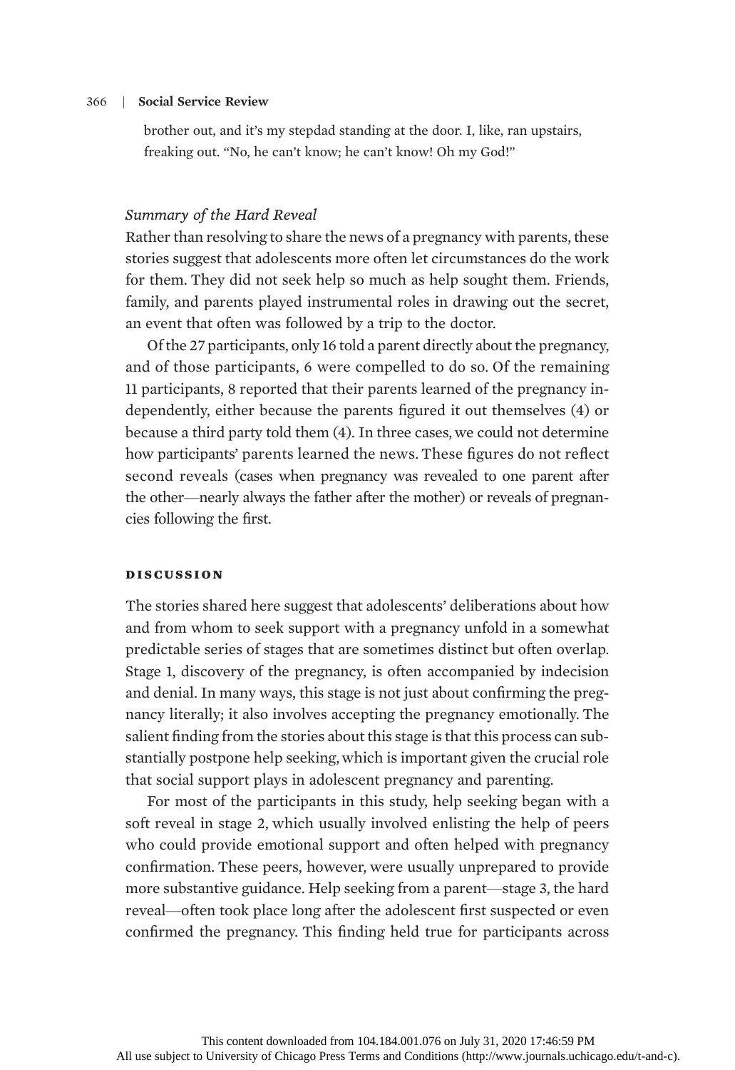> brother out, and it's my stepdad standing at the door. I, like, ran upstairs, freaking out. "No, he can't know; he can't know! Oh my God!"

### *Summary of the Hard Reveal*

Rather than resolving to share the news of a pregnancy with parents, these stories suggest that adolescents more often let circumstances do the work for them. They did not seek help so much as help sought them. Friends, family, and parents played instrumental roles in drawing out the secret, an event that often was followed by a trip to the doctor.

Of the 27 participants, only 16 told a parent directly about the pregnancy, and of those participants, 6 were compelled to do so. Of the remaining 11 participants, 8 reported that their parents learned of the pregnancy independently, either because the parents figured it out themselves (4) or because a third party told them (4). In three cases, we could not determine how participants' parents learned the news. These figures do not reflect second reveals (cases when pregnancy was revealed to one parent after the other—nearly always the father after the mother) or reveals of pregnancies following the first.

## DISCUSSION

The stories shared here suggest that adolescents' deliberations about how and from whom to seek support with a pregnancy unfold in a somewhat predictable series of stages that are sometimes distinct but often overlap. Stage 1, discovery of the pregnancy, is often accompanied by indecision and denial. In many ways, this stage is not just about confirming the pregnancy literally; it also involves accepting the pregnancy emotionally. The salient finding from the stories about this stage is that this process can substantially postpone help seeking, which is important given the crucial role that social support plays in adolescent pregnancy and parenting.

For most of the participants in this study, help seeking began with a soft reveal in stage 2, which usually involved enlisting the help of peers who could provide emotional support and often helped with pregnancy confirmation. These peers, however, were usually unprepared to provide more substantive guidance. Help seeking from a parent—stage 3, the hard reveal—often took place long after the adolescent first suspected or even confirmed the pregnancy. This finding held true for participants across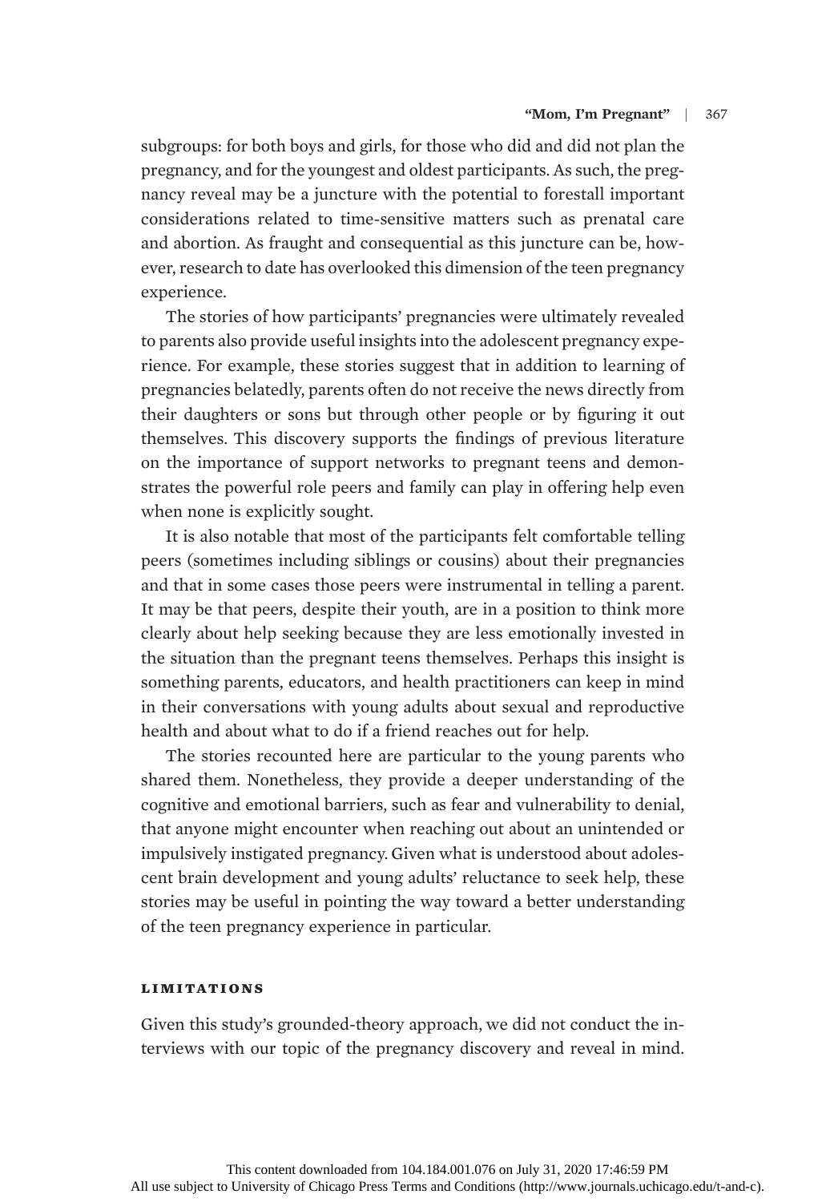subgroups: for both boys and girls, for those who did and did not plan the pregnancy, and for the youngest and oldest participants. As such, the pregnancy reveal may be a juncture with the potential to forestall important considerations related to time-sensitive matters such as prenatal care and abortion. As fraught and consequential as this juncture can be, however, research to date has overlooked this dimension of the teen pregnancy experience.

The stories of how participants' pregnancies were ultimately revealed to parents also provide useful insights into the adolescent pregnancy experience. For example, these stories suggest that in addition to learning of pregnancies belatedly, parents often do not receive the news directly from their daughters or sons but through other people or by figuring it out themselves. This discovery supports the findings of previous literature on the importance of support networks to pregnant teens and demonstrates the powerful role peers and family can play in offering help even when none is explicitly sought.

It is also notable that most of the participants felt comfortable telling peers (sometimes including siblings or cousins) about their pregnancies and that in some cases those peers were instrumental in telling a parent. It may be that peers, despite their youth, are in a position to think more clearly about help seeking because they are less emotionally invested in the situation than the pregnant teens themselves. Perhaps this insight is something parents, educators, and health practitioners can keep in mind in their conversations with young adults about sexual and reproductive health and about what to do if a friend reaches out for help.

The stories recounted here are particular to the young parents who shared them. Nonetheless, they provide a deeper understanding of the cognitive and emotional barriers, such as fear and vulnerability to denial, that anyone might encounter when reaching out about an unintended or impulsively instigated pregnancy. Given what is understood about adolescent brain development and young adults' reluctance to seek help, these stories may be useful in pointing the way toward a better understanding of the teen pregnancy experience in particular.

## LIMITATIONS

Given this study's grounded-theory approach, we did not conduct the interviews with our topic of the pregnancy discovery and reveal in mind.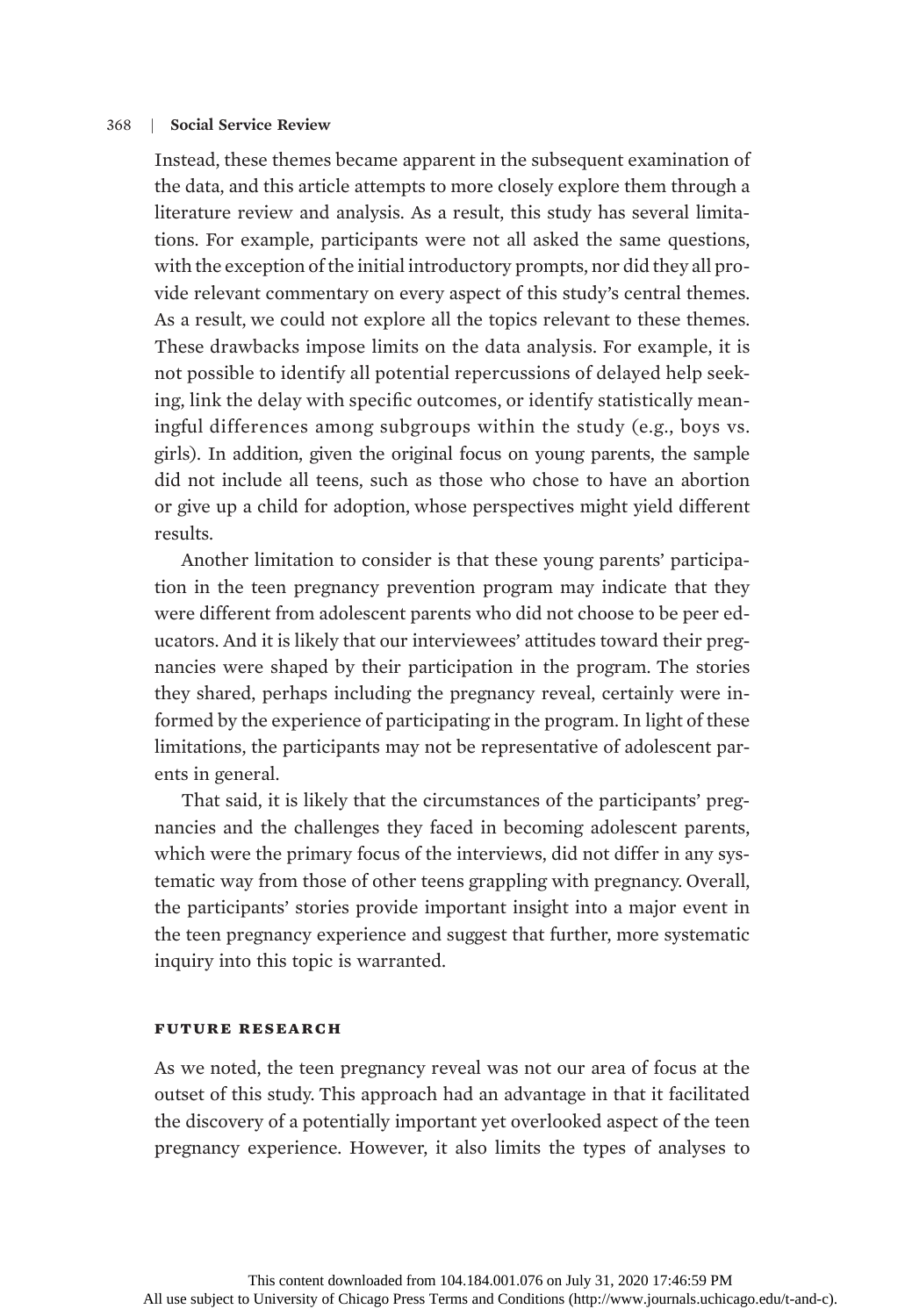Instead, these themes became apparent in the subsequent examination of the data, and this article attempts to more closely explore them through a literature review and analysis. As a result, this study has several limitations. For example, participants were not all asked the same questions, with the exception of the initial introductory prompts, nor did they all provide relevant commentary on every aspect of this study's central themes. As a result, we could not explore all the topics relevant to these themes. These drawbacks impose limits on the data analysis. For example, it is not possible to identify all potential repercussions of delayed help seeking, link the delay with specific outcomes, or identify statistically meaningful differences among subgroups within the study (e.g., boys vs. girls). In addition, given the original focus on young parents, the sample did not include all teens, such as those who chose to have an abortion or give up a child for adoption, whose perspectives might yield different results.

Another limitation to consider is that these young parents' participation in the teen pregnancy prevention program may indicate that they were different from adolescent parents who did not choose to be peer educators. And it is likely that our interviewees' attitudes toward their pregnancies were shaped by their participation in the program. The stories they shared, perhaps including the pregnancy reveal, certainly were informed by the experience of participating in the program. In light of these limitations, the participants may not be representative of adolescent parents in general.

That said, it is likely that the circumstances of the participants' pregnancies and the challenges they faced in becoming adolescent parents, which were the primary focus of the interviews, did not differ in any systematic way from those of other teens grappling with pregnancy. Overall, the participants' stories provide important insight into a major event in the teen pregnancy experience and suggest that further, more systematic inquiry into this topic is warranted.

## FUTURE RESEARCH

As we noted, the teen pregnancy reveal was not our area of focus at the outset of this study. This approach had an advantage in that it facilitated the discovery of a potentially important yet overlooked aspect of the teen pregnancy experience. However, it also limits the types of analyses to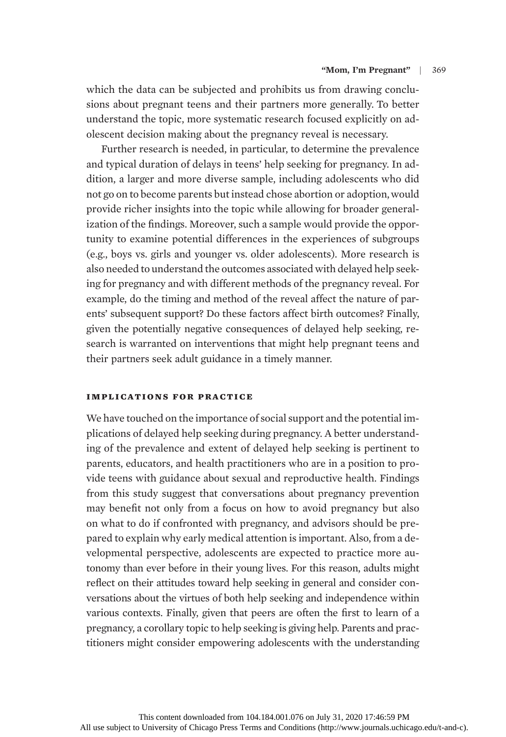which the data can be subjected and prohibits us from drawing conclusions about pregnant teens and their partners more generally. To better understand the topic, more systematic research focused explicitly on adolescent decision making about the pregnancy reveal is necessary.

Further research is needed, in particular, to determine the prevalence and typical duration of delays in teens' help seeking for pregnancy. In addition, a larger and more diverse sample, including adolescents who did not go on to become parents but instead chose abortion or adoption, would provide richer insights into the topic while allowing for broader generalization of the findings. Moreover, such a sample would provide the opportunity to examine potential differences in the experiences of subgroups (e.g., boys vs. girls and younger vs. older adolescents). More research is also needed to understand the outcomes associated with delayed help seeking for pregnancy and with different methods of the pregnancy reveal. For example, do the timing and method of the reveal affect the nature of parents' subsequent support? Do these factors affect birth outcomes? Finally, given the potentially negative consequences of delayed help seeking, research is warranted on interventions that might help pregnant teens and their partners seek adult guidance in a timely manner.

## IMPLICATIONS FOR PRACTICE

We have touched on the importance of social support and the potential implications of delayed help seeking during pregnancy. A better understanding of the prevalence and extent of delayed help seeking is pertinent to parents, educators, and health practitioners who are in a position to provide teens with guidance about sexual and reproductive health. Findings from this study suggest that conversations about pregnancy prevention may benefit not only from a focus on how to avoid pregnancy but also on what to do if confronted with pregnancy, and advisors should be prepared to explain why early medical attention is important. Also, from a developmental perspective, adolescents are expected to practice more autonomy than ever before in their young lives. For this reason, adults might reflect on their attitudes toward help seeking in general and consider conversations about the virtues of both help seeking and independence within various contexts. Finally, given that peers are often the first to learn of a pregnancy, a corollary topic to help seeking is giving help. Parents and practitioners might consider empowering adolescents with the understanding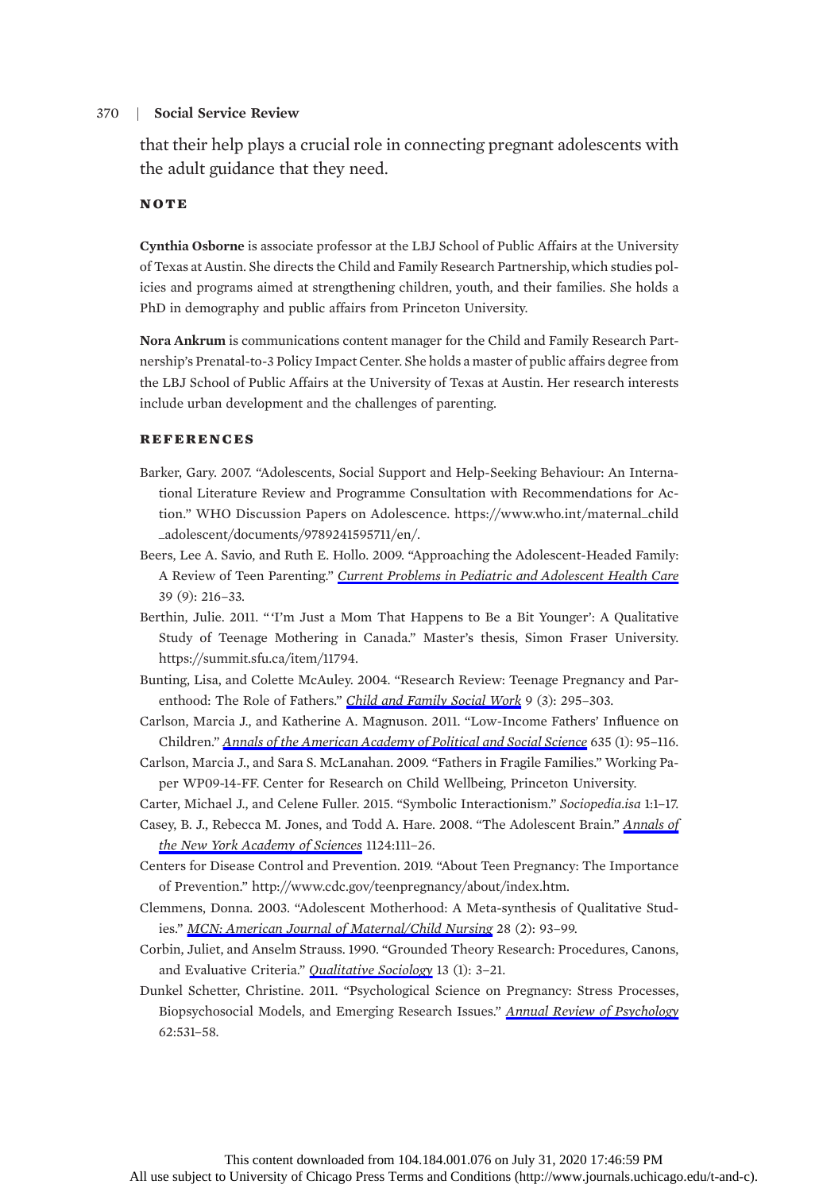that their help plays a crucial role in connecting pregnant adolescents with the adult guidance that they need.

## NOTE

**Cynthia Osborne** is associate professor at the LBJ School of Public Affairs at the University of Texas at Austin. She directs the Child and Family Research Partnership, which studies policies and programs aimed at strengthening children, youth, and their families. She holds a PhD in demography and public affairs from Princeton University.

**Nora Ankrum** is communications content manager for the Child and Family Research Partnership's Prenatal-to-3 Policy Impact Center. She holds a master of public affairs degree from the LBJ School of Public Affairs at the University of Texas at Austin. Her research interests include urban development and the challenges of parenting.

## REFERENCES

Barker, Gary. 2007. "Adolescents, Social Support and Help-Seeking Behaviour: An International Literature Review and Programme Consultation with Recommendations for Action." WHO Discussion Papers on Adolescence. https://www.who.int/maternal_child_adolescent/documents/9789241595711/en/.

Beers, Lee A. Savio, and Ruth E. Hollo. 2009. "Approaching the Adolescent-Headed Family: A Review of Teen Parenting." *Current Problems in Pediatric and Adolescent Health Care* 39 (9): 216–33.

Berthin, Julie. 2011. "'I'm Just a Mom That Happens to Be a Bit Younger': A Qualitative Study of Teenage Mothering in Canada." Master's thesis, Simon Fraser University. https://summit.sfu.ca/item/11794.

Bunting, Lisa, and Colette McAuley. 2004. "Research Review: Teenage Pregnancy and Parenthood: The Role of Fathers." *Child and Family Social Work* 9 (3): 295–303.

Carlson, Marcia J., and Katherine A. Magnuson. 2011. "Low-Income Fathers' Influence on Children." *Annals of the American Academy of Political and Social Science* 635 (1): 95–116.

Carlson, Marcia J., and Sara S. McLanahan. 2009. "Fathers in Fragile Families." Working Paper WP09-14-FF. Center for Research on Child Wellbeing, Princeton University.

Carter, Michael J., and Celene Fuller. 2015. "Symbolic Interactionism." *Sociopedia.isa* 1:1–17.

Casey, B. J., Rebecca M. Jones, and Todd A. Hare. 2008. "The Adolescent Brain." *Annals of the New York Academy of Sciences* 1124:111–26.

Centers for Disease Control and Prevention. 2019. "About Teen Pregnancy: The Importance of Prevention." http://www.cdc.gov/teenpregnancy/about/index.htm.

Clemmens, Donna. 2003. "Adolescent Motherhood: A Meta-synthesis of Qualitative Studies." *MCN: American Journal of Maternal/Child Nursing* 28 (2): 93–99.

Corbin, Juliet, and Anselm Strauss. 1990. "Grounded Theory Research: Procedures, Canons, and Evaluative Criteria." *Qualitative Sociology* 13 (1): 3–21.

Dunkel Schetter, Christine. 2011. "Psychological Science on Pregnancy: Stress Processes, Biopsychosocial Models, and Emerging Research Issues." *Annual Review of Psychology* 62:531–58.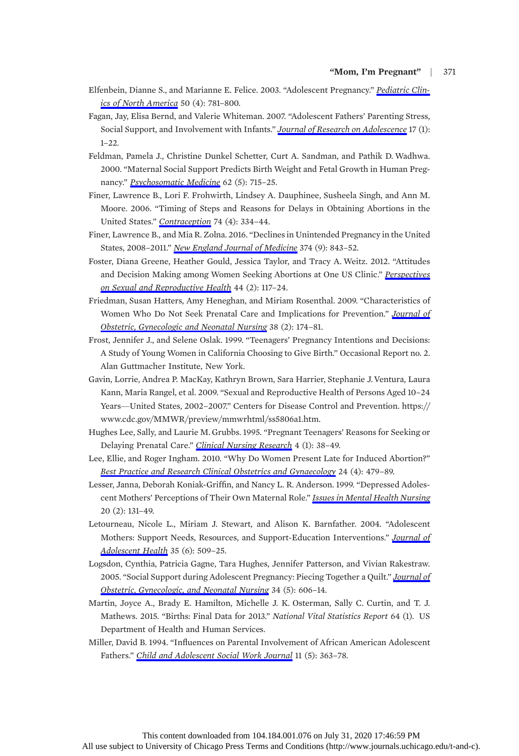Elfenbein, Dianne S., and Marianne E. Felice. 2003. "Adolescent Pregnancy." *Pediatric Clinics of North America* 50 (4): 781–800.

Fagan, Jay, Elisa Bernd, and Valerie Whiteman. 2007. "Adolescent Fathers' Parenting Stress, Social Support, and Involvement with Infants." *Journal of Research on Adolescence* 17 (1): 1–22.

Feldman, Pamela J., Christine Dunkel Schetter, Curt A. Sandman, and Pathik D. Wadhwa. 2000. "Maternal Social Support Predicts Birth Weight and Fetal Growth in Human Pregnancy." *Psychosomatic Medicine* 62 (5): 715–25.

Finer, Lawrence B., Lori F. Frohwirth, Lindsey A. Dauphinee, Susheela Singh, and Ann M. Moore. 2006. "Timing of Steps and Reasons for Delays in Obtaining Abortions in the United States." *Contraception* 74 (4): 334–44.

Finer, Lawrence B., and Mia R. Zolna. 2016. "Declines in Unintended Pregnancy in the United States, 2008–2011." *New England Journal of Medicine* 374 (9): 843–52.

Foster, Diana Greene, Heather Gould, Jessica Taylor, and Tracy A. Weitz. 2012. "Attitudes and Decision Making among Women Seeking Abortions at One US Clinic." *Perspectives on Sexual and Reproductive Health* 44 (2): 117–24.

Friedman, Susan Hatters, Amy Heneghan, and Miriam Rosenthal. 2009. "Characteristics of Women Who Do Not Seek Prenatal Care and Implications for Prevention." *Journal of Obstetric, Gynecologic and Neonatal Nursing* 38 (2): 174–81.

Frost, Jennifer J., and Selene Oslak. 1999. "Teenagers' Pregnancy Intentions and Decisions: A Study of Young Women in California Choosing to Give Birth." Occasional Report no. 2. Alan Guttmacher Institute, New York.

Gavin, Lorrie, Andrea P. MacKay, Kathryn Brown, Sara Harrier, Stephanie J. Ventura, Laura Kann, Maria Rangel, et al. 2009. "Sexual and Reproductive Health of Persons Aged 10–24 Years—United States, 2002–2007." Centers for Disease Control and Prevention. https://www.cdc.gov/MMWR/preview/mmwrhtml/ss5806a1.htm.

Hughes Lee, Sally, and Laurie M. Grubbs. 1995. "Pregnant Teenagers' Reasons for Seeking or Delaying Prenatal Care." *Clinical Nursing Research* 4 (1): 38–49.

Lee, Ellie, and Roger Ingham. 2010. "Why Do Women Present Late for Induced Abortion?" *Best Practice and Research Clinical Obstetrics and Gynaecology* 24 (4): 479–89.

Lesser, Janna, Deborah Koniak-Griffin, and Nancy L. R. Anderson. 1999. "Depressed Adolescent Mothers' Perceptions of Their Own Maternal Role." *Issues in Mental Health Nursing* 20 (2): 131–49.

Letourneau, Nicole L., Miriam J. Stewart, and Alison K. Barnfather. 2004. "Adolescent Mothers: Support Needs, Resources, and Support-Education Interventions." *Journal of Adolescent Health* 35 (6): 509–25.

Logsdon, Cynthia, Patricia Gagne, Tara Hughes, Jennifer Patterson, and Vivian Rakestraw. 2005. "Social Support during Adolescent Pregnancy: Piecing Together a Quilt." *Journal of Obstetric, Gynecologic, and Neonatal Nursing* 34 (5): 606–14.

Martin, Joyce A., Brady E. Hamilton, Michelle J. K. Osterman, Sally C. Curtin, and T. J. Mathews. 2015. "Births: Final Data for 2013." *National Vital Statistics Report* 64 (1). US Department of Health and Human Services.

Miller, David B. 1994. "Influences on Parental Involvement of African American Adolescent Fathers." *Child and Adolescent Social Work Journal* 11 (5): 363–78.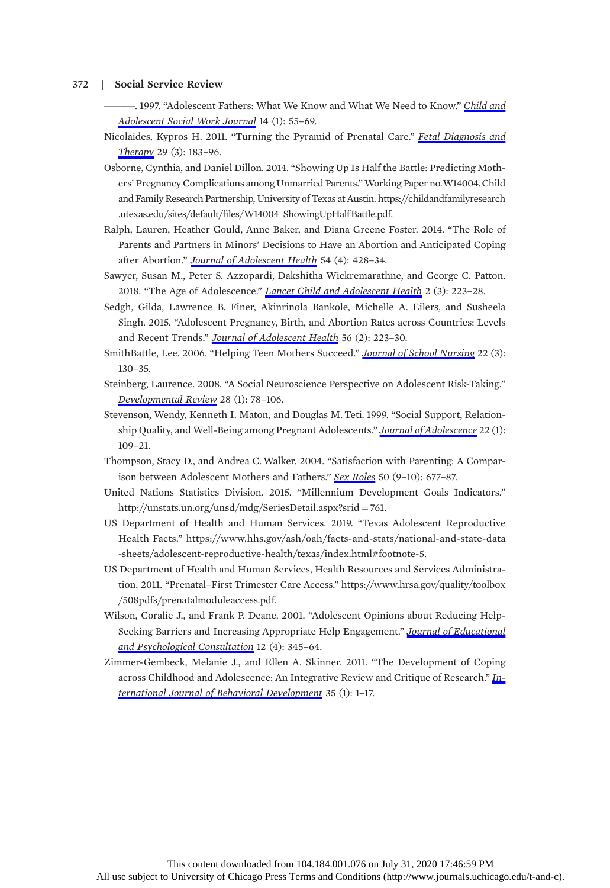———. 1997. “Adolescent Fathers: What We Know and What We Need to Know.” *Child and Adolescent Social Work Journal* 14 (1): 55–69.

Nicolaides, Kypros H. 2011. “Turning the Pyramid of Prenatal Care.” *Fetal Diagnosis and Therapy* 29 (3): 183–96.

Osborne, Cynthia, and Daniel Dillon. 2014. “Showing Up Is Half the Battle: Predicting Mothers’ Pregnancy Complications among Unmarried Parents.” Working Paper no. W14004. Child and Family Research Partnership, University of Texas at Austin. https://childandfamilyresearch.utexas.edu/sites/default/files/W14004_ShowingUpHalfBattle.pdf.

Ralph, Lauren, Heather Gould, Anne Baker, and Diana Greene Foster. 2014. “The Role of Parents and Partners in Minors’ Decisions to Have an Abortion and Anticipated Coping after Abortion.” *Journal of Adolescent Health* 54 (4): 428–34.

Sawyer, Susan M., Peter S. Azzopardi, Dakshitha Wickremarathne, and George C. Patton. 2018. “The Age of Adolescence.” *Lancet Child and Adolescent Health* 2 (3): 223–28.

Sedgh, Gilda, Lawrence B. Finer, Akinrinola Bankole, Michelle A. Eilers, and Susheela Singh. 2015. “Adolescent Pregnancy, Birth, and Abortion Rates across Countries: Levels and Recent Trends.” *Journal of Adolescent Health* 56 (2): 223–30.

SmithBattle, Lee. 2006. “Helping Teen Mothers Succeed.” *Journal of School Nursing* 22 (3): 130–35.

Steinberg, Laurence. 2008. “A Social Neuroscience Perspective on Adolescent Risk-Taking.” *Developmental Review* 28 (1): 78–106.

Stevenson, Wendy, Kenneth I. Maton, and Douglas M. Teti. 1999. “Social Support, Relationship Quality, and Well-Being among Pregnant Adolescents.” *Journal of Adolescence* 22 (1): 109–21.

Thompson, Stacy D., and Andrea C. Walker. 2004. “Satisfaction with Parenting: A Comparison between Adolescent Mothers and Fathers.” *Sex Roles* 50 (9–10): 677–87.

United Nations Statistics Division. 2015. “Millennium Development Goals Indicators.” http://unstats.un.org/unsd/mdg/SeriesDetail.aspx?srid=761.

US Department of Health and Human Services. 2019. “Texas Adolescent Reproductive Health Facts.” https://www.hhs.gov/ash/oah/facts-and-stats/national-and-state-data-sheets/adolescent-reproductive-health/texas/index.html#footnote-5.

US Department of Health and Human Services, Health Resources and Services Administration. 2011. “Prenatal–First Trimester Care Access.” https://www.hrsa.gov/quality/toolbox/508pdfs/prenatalmoduleaccess.pdf.

Wilson, Coralie J., and Frank P. Deane. 2001. “Adolescent Opinions about Reducing Help-Seeking Barriers and Increasing Appropriate Help Engagement.” *Journal of Educational and Psychological Consultation* 12 (4): 345–64.

Zimmer-Gembeck, Melanie J., and Ellen A. Skinner. 2011. “The Development of Coping across Childhood and Adolescence: An Integrative Review and Critique of Research.” *International Journal of Behavioral Development* 35 (1): 1–17.